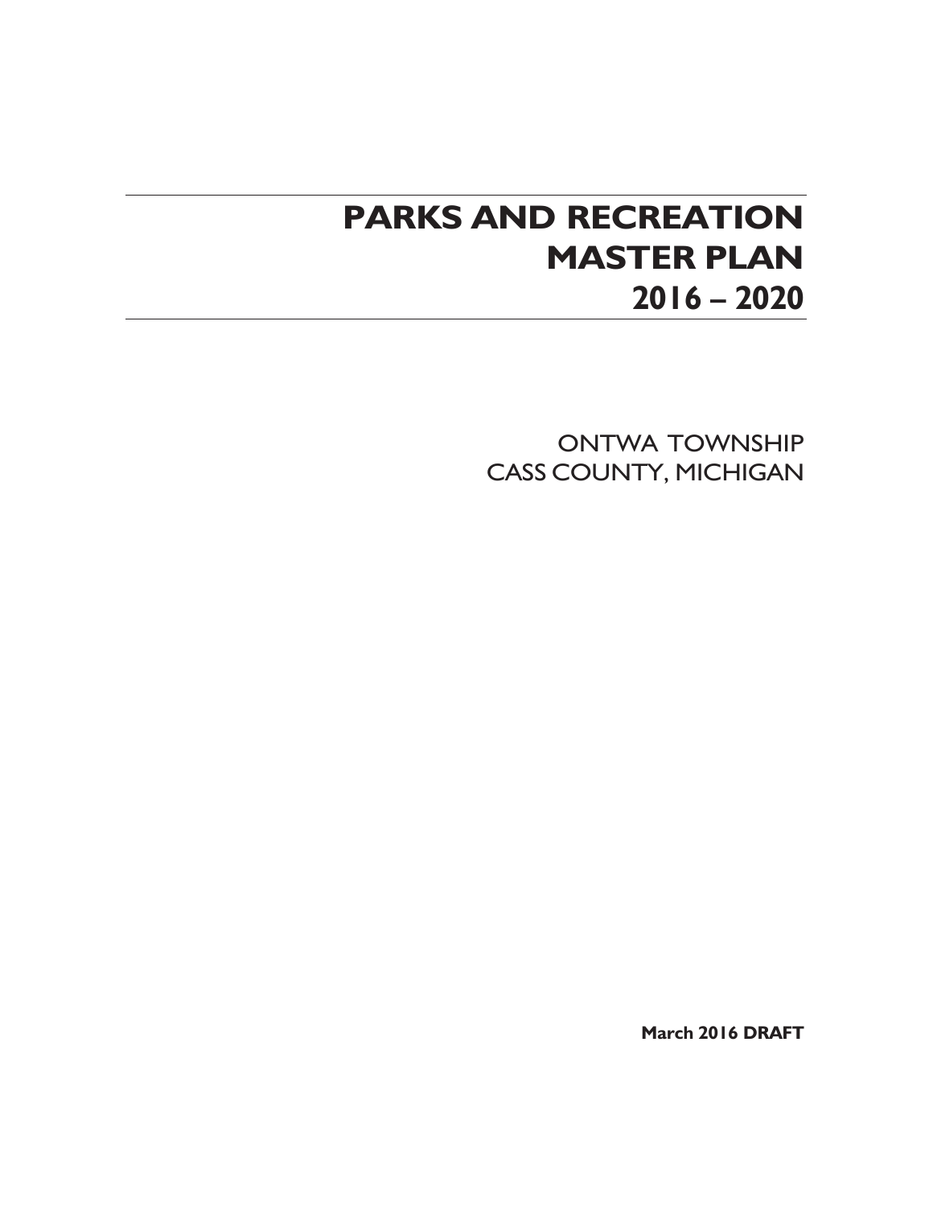# PARKS AND RECREATION MASTER PLAN 2016 – 2020

ONTWA TOWNSHIP
CASS COUNTY, MICHIGAN

**March 2016 DRAFT**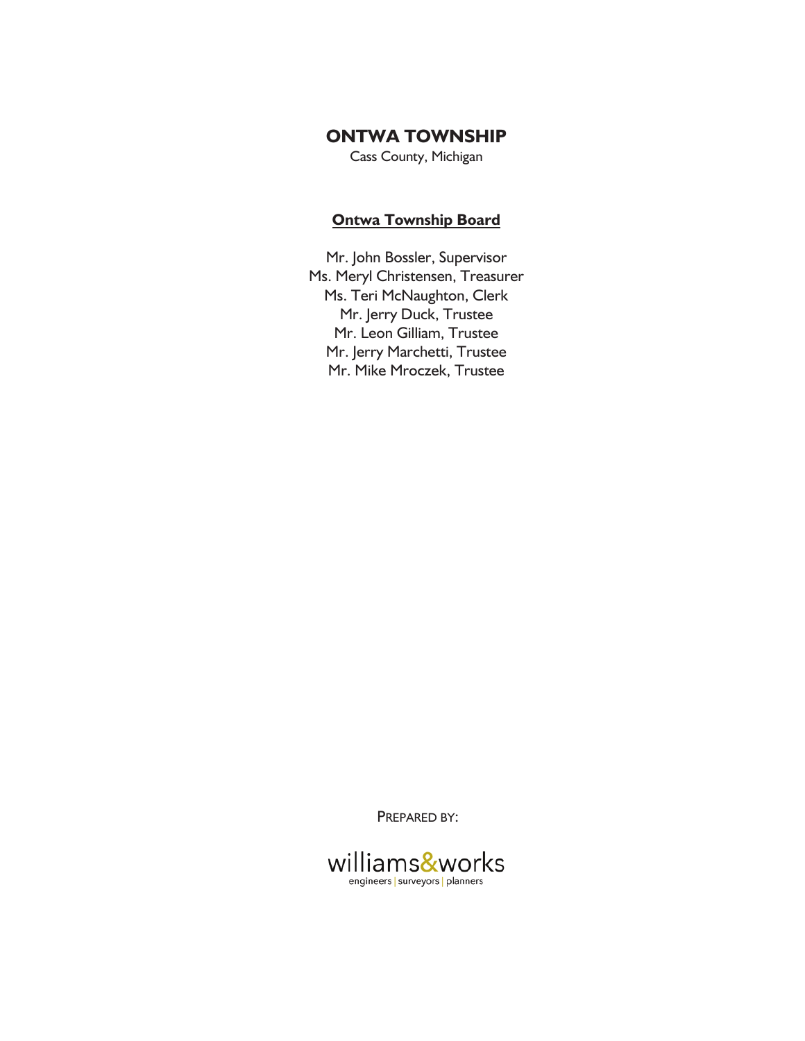# ONTWA TOWNSHIP

Cass County, Michigan

## Ontwa Township Board

Mr. John Bossler, Supervisor
Ms. Meryl Christensen, Treasurer
Ms. Teri McNaughton, Clerk
Mr. Jerry Duck, Trustee
Mr. Leon Gilliam, Trustee
Mr. Jerry Marchetti, Trustee
Mr. Mike Mroczek, Trustee

PREPARED BY:

williams&works
engineers | surveyors | planners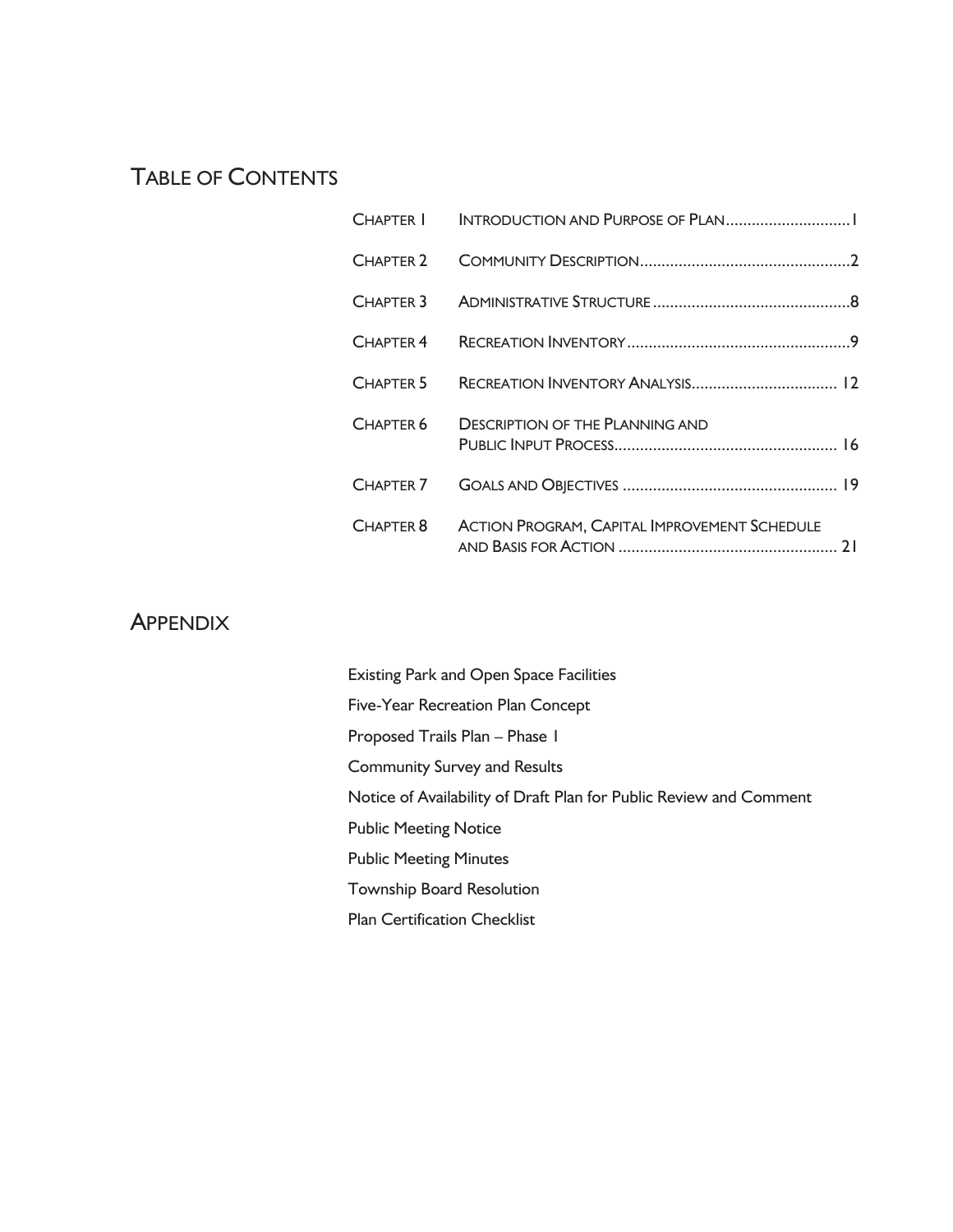# Table of Contents

| | | |
|---|---|---|
| Chapter 1 | Introduction and Purpose of Plan | 1 |
| Chapter 2 | Community Description | 2 |
| Chapter 3 | Administrative Structure | 8 |
| Chapter 4 | Recreation Inventory | 9 |
| Chapter 5 | Recreation Inventory Analysis | 12 |
| Chapter 6 | Description of the Planning and Public Input Process | 16 |
| Chapter 7 | Goals and Objectives | 19 |
| Chapter 8 | Action Program, Capital Improvement Schedule and Basis for Action | 21 |

# Appendix

Existing Park and Open Space Facilities

Five-Year Recreation Plan Concept

Proposed Trails Plan – Phase 1

Community Survey and Results

Notice of Availability of Draft Plan for Public Review and Comment

Public Meeting Notice

Public Meeting Minutes

Township Board Resolution

Plan Certification Checklist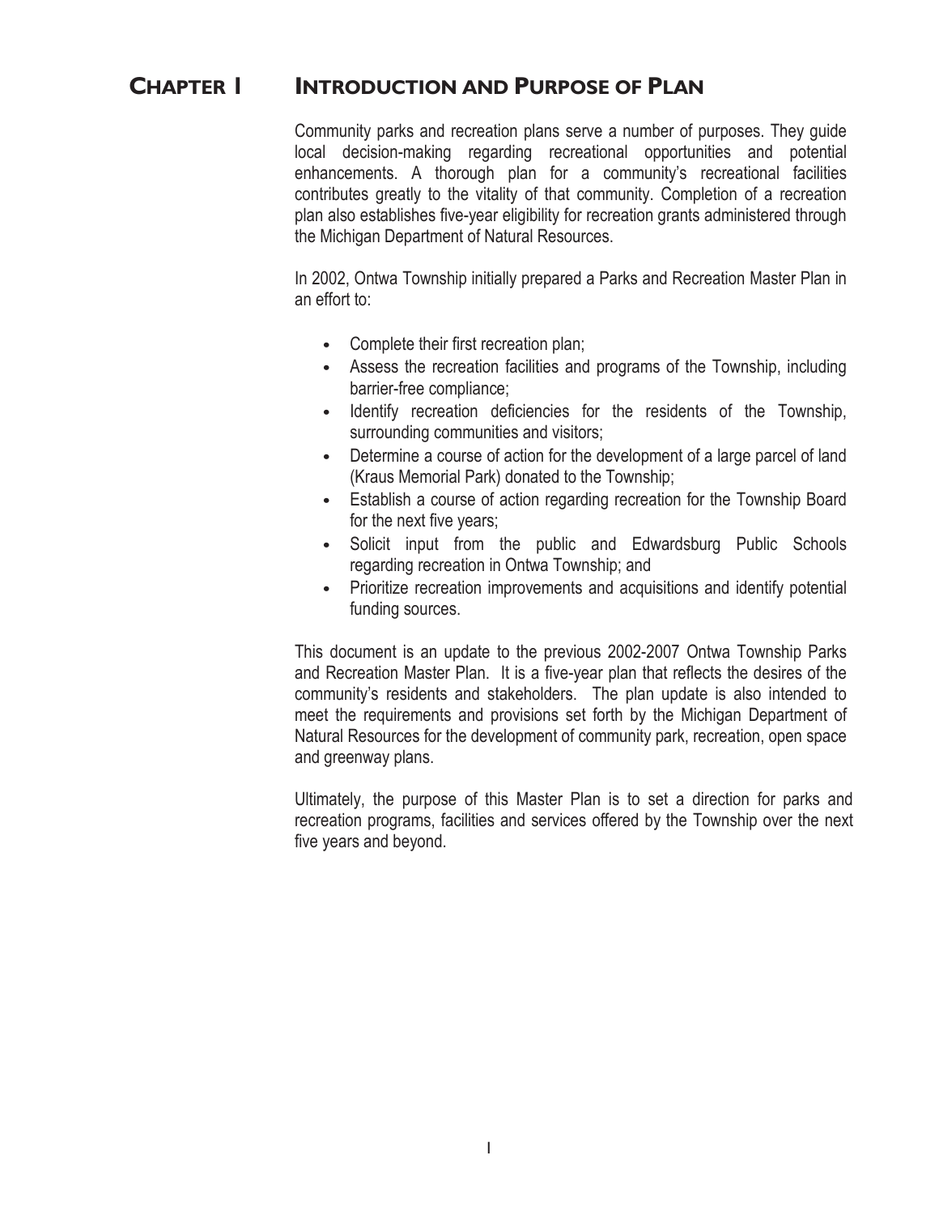# CHAPTER 1 INTRODUCTION AND PURPOSE OF PLAN

Community parks and recreation plans serve a number of purposes. They guide local decision-making regarding recreational opportunities and potential enhancements. A thorough plan for a community's recreational facilities contributes greatly to the vitality of that community. Completion of a recreation plan also establishes five-year eligibility for recreation grants administered through the Michigan Department of Natural Resources.

In 2002, Ontwa Township initially prepared a Parks and Recreation Master Plan in an effort to:

- Complete their first recreation plan;
- Assess the recreation facilities and programs of the Township, including barrier-free compliance;
- Identify recreation deficiencies for the residents of the Township, surrounding communities and visitors;
- Determine a course of action for the development of a large parcel of land (Kraus Memorial Park) donated to the Township;
- Establish a course of action regarding recreation for the Township Board for the next five years;
- Solicit input from the public and Edwardsburg Public Schools regarding recreation in Ontwa Township; and
- Prioritize recreation improvements and acquisitions and identify potential funding sources.

This document is an update to the previous 2002-2007 Ontwa Township Parks and Recreation Master Plan. It is a five-year plan that reflects the desires of the community's residents and stakeholders. The plan update is also intended to meet the requirements and provisions set forth by the Michigan Department of Natural Resources for the development of community park, recreation, open space and greenway plans.

Ultimately, the purpose of this Master Plan is to set a direction for parks and recreation programs, facilities and services offered by the Township over the next five years and beyond.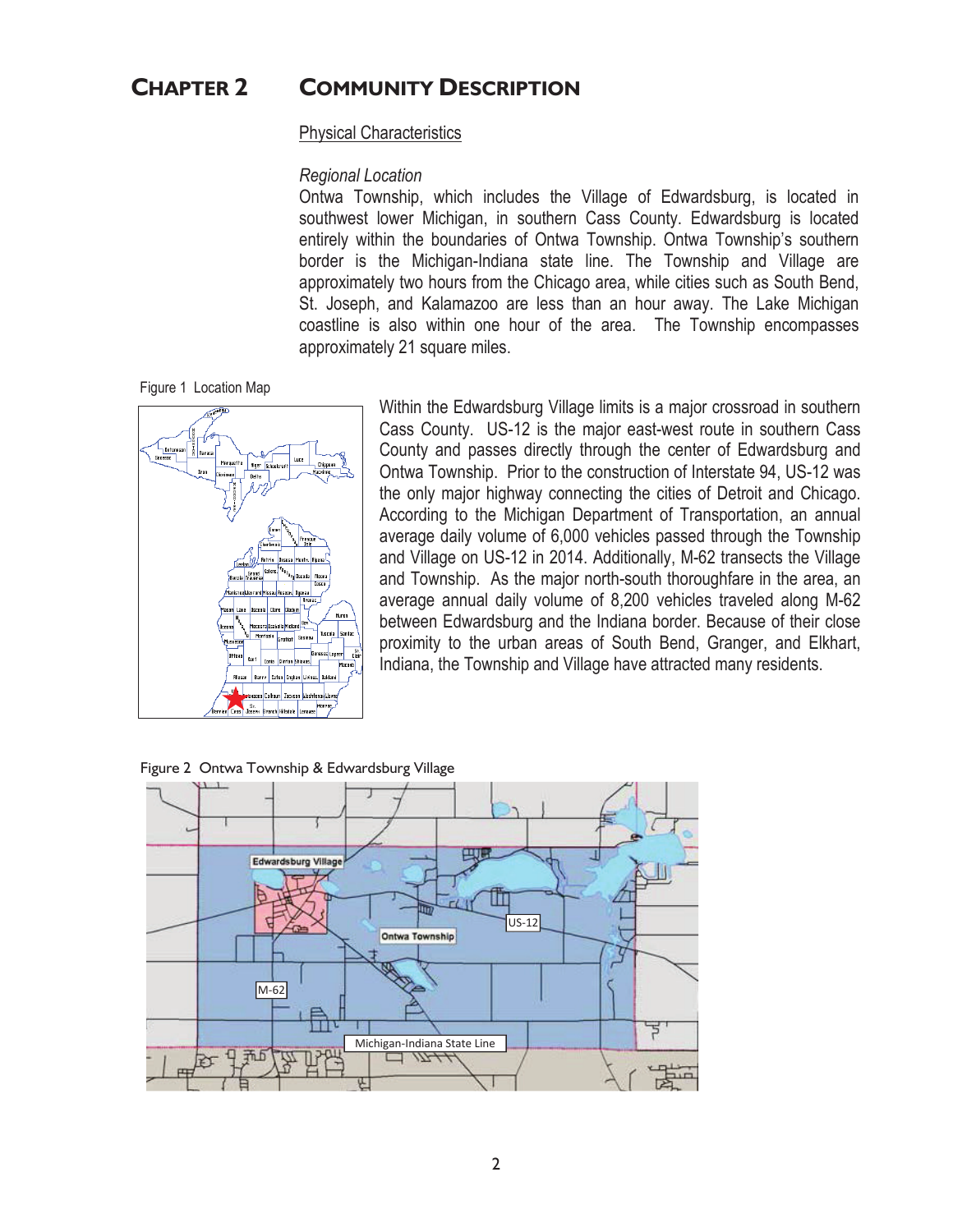# Chapter 2 Community Description

## Physical Characteristics

### *Regional Location*

Ontwa Township, which includes the Village of Edwardsburg, is located in southwest lower Michigan, in southern Cass County. Edwardsburg is located entirely within the boundaries of Ontwa Township. Ontwa Township's southern border is the Michigan-Indiana state line. The Township and Village are approximately two hours from the Chicago area, while cities such as South Bend, St. Joseph, and Kalamazoo are less than an hour away. The Lake Michigan coastline is also within one hour of the area. The Township encompasses approximately 21 square miles.

Figure 1 Location Map

Within the Edwardsburg Village limits is a major crossroad in southern Cass County. US-12 is the major east-west route in southern Cass County and passes directly through the center of Edwardsburg and Ontwa Township. Prior to the construction of Interstate 94, US-12 was the only major highway connecting the cities of Detroit and Chicago. According to the Michigan Department of Transportation, an annual average daily volume of 6,000 vehicles passed through the Township and Village on US-12 in 2014. Additionally, M-62 transects the Village and Township. As the major north-south thoroughfare in the area, an average annual daily volume of 8,200 vehicles traveled along M-62 between Edwardsburg and the Indiana border. Because of their close proximity to the urban areas of South Bend, Granger, and Elkhart, Indiana, the Township and Village have attracted many residents.

Figure 2 Ontwa Township & Edwardsburg Village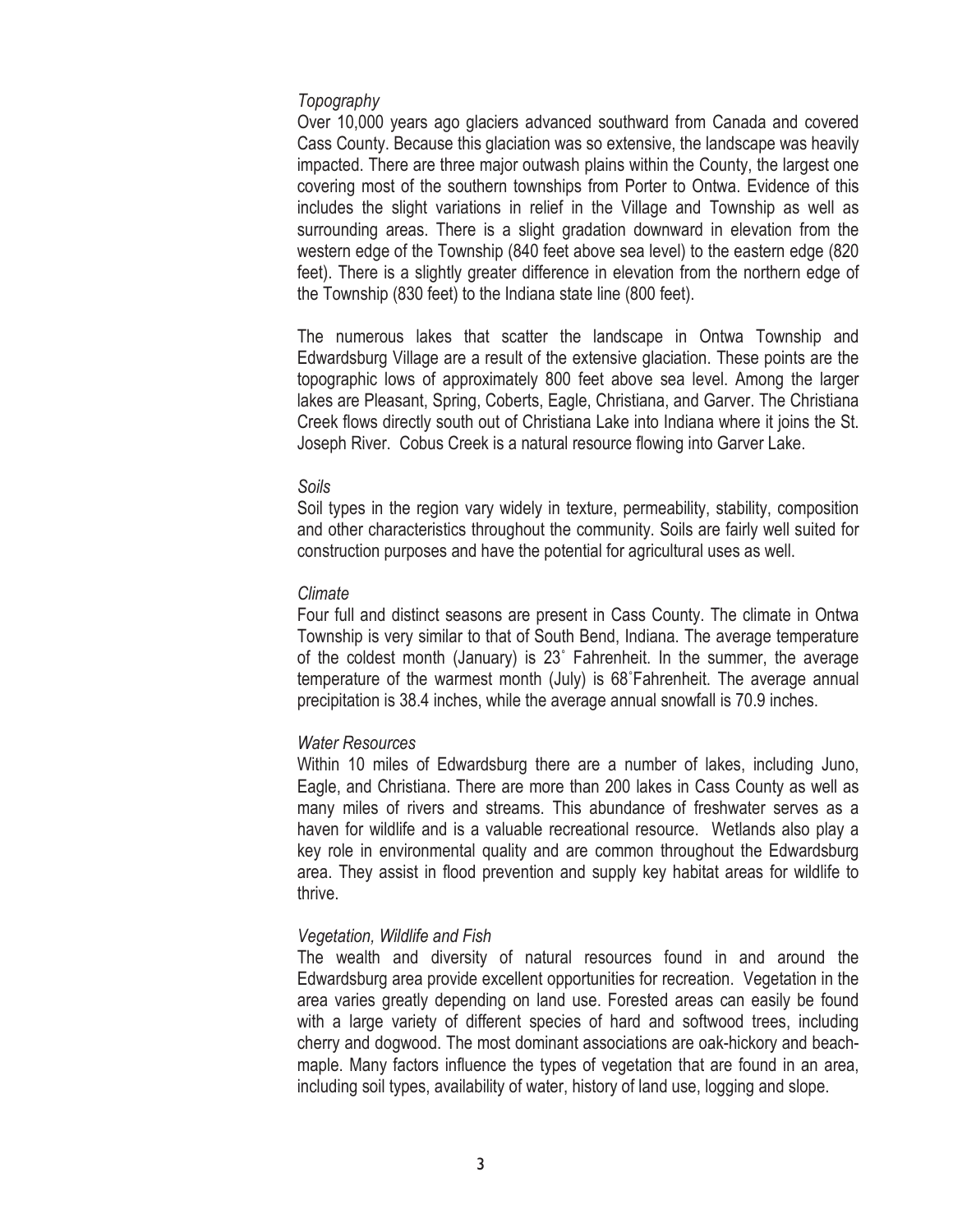*Topography*

Over 10,000 years ago glaciers advanced southward from Canada and covered Cass County. Because this glaciation was so extensive, the landscape was heavily impacted. There are three major outwash plains within the County, the largest one covering most of the southern townships from Porter to Ontwa. Evidence of this includes the slight variations in relief in the Village and Township as well as surrounding areas. There is a slight gradation downward in elevation from the western edge of the Township (840 feet above sea level) to the eastern edge (820 feet). There is a slightly greater difference in elevation from the northern edge of the Township (830 feet) to the Indiana state line (800 feet).

The numerous lakes that scatter the landscape in Ontwa Township and Edwardsburg Village are a result of the extensive glaciation. These points are the topographic lows of approximately 800 feet above sea level. Among the larger lakes are Pleasant, Spring, Coberts, Eagle, Christiana, and Garver. The Christiana Creek flows directly south out of Christiana Lake into Indiana where it joins the St. Joseph River. Cobus Creek is a natural resource flowing into Garver Lake.

*Soils*

Soil types in the region vary widely in texture, permeability, stability, composition and other characteristics throughout the community. Soils are fairly well suited for construction purposes and have the potential for agricultural uses as well.

*Climate*

Four full and distinct seasons are present in Cass County. The climate in Ontwa Township is very similar to that of South Bend, Indiana. The average temperature of the coldest month (January) is 23˚ Fahrenheit. In the summer, the average temperature of the warmest month (July) is 68˚Fahrenheit. The average annual precipitation is 38.4 inches, while the average annual snowfall is 70.9 inches.

*Water Resources*

Within 10 miles of Edwardsburg there are a number of lakes, including Juno, Eagle, and Christiana. There are more than 200 lakes in Cass County as well as many miles of rivers and streams. This abundance of freshwater serves as a haven for wildlife and is a valuable recreational resource. Wetlands also play a key role in environmental quality and are common throughout the Edwardsburg area. They assist in flood prevention and supply key habitat areas for wildlife to thrive.

*Vegetation, Wildlife and Fish*

The wealth and diversity of natural resources found in and around the Edwardsburg area provide excellent opportunities for recreation. Vegetation in the area varies greatly depending on land use. Forested areas can easily be found with a large variety of different species of hard and softwood trees, including cherry and dogwood. The most dominant associations are oak-hickory and beach-maple. Many factors influence the types of vegetation that are found in an area, including soil types, availability of water, history of land use, logging and slope.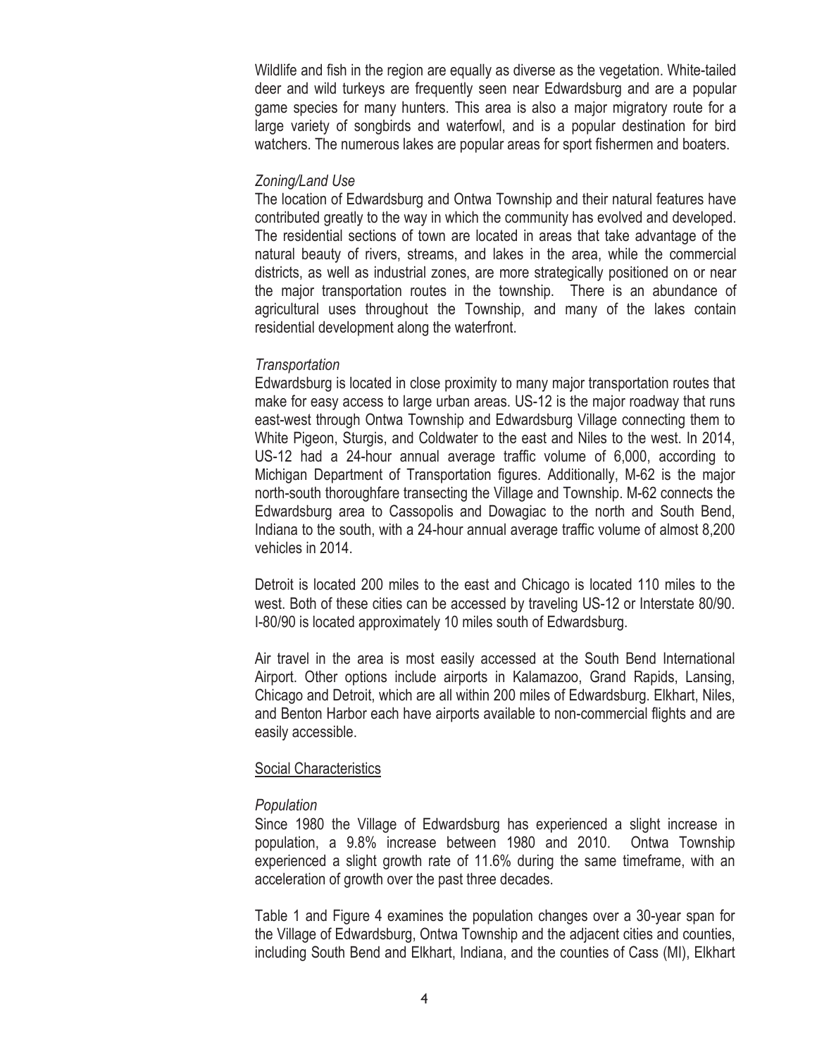Wildlife and fish in the region are equally as diverse as the vegetation. White-tailed deer and wild turkeys are frequently seen near Edwardsburg and are a popular game species for many hunters. This area is also a major migratory route for a large variety of songbirds and waterfowl, and is a popular destination for bird watchers. The numerous lakes are popular areas for sport fishermen and boaters.

*Zoning/Land Use*

The location of Edwardsburg and Ontwa Township and their natural features have contributed greatly to the way in which the community has evolved and developed. The residential sections of town are located in areas that take advantage of the natural beauty of rivers, streams, and lakes in the area, while the commercial districts, as well as industrial zones, are more strategically positioned on or near the major transportation routes in the township. There is an abundance of agricultural uses throughout the Township, and many of the lakes contain residential development along the waterfront.

*Transportation*

Edwardsburg is located in close proximity to many major transportation routes that make for easy access to large urban areas. US-12 is the major roadway that runs east-west through Ontwa Township and Edwardsburg Village connecting them to White Pigeon, Sturgis, and Coldwater to the east and Niles to the west. In 2014, US-12 had a 24-hour annual average traffic volume of 6,000, according to Michigan Department of Transportation figures. Additionally, M-62 is the major north-south thoroughfare transecting the Village and Township. M-62 connects the Edwardsburg area to Cassopolis and Dowagiac to the north and South Bend, Indiana to the south, with a 24-hour annual average traffic volume of almost 8,200 vehicles in 2014.

Detroit is located 200 miles to the east and Chicago is located 110 miles to the west. Both of these cities can be accessed by traveling US-12 or Interstate 80/90. I-80/90 is located approximately 10 miles south of Edwardsburg.

Air travel in the area is most easily accessed at the South Bend International Airport. Other options include airports in Kalamazoo, Grand Rapids, Lansing, Chicago and Detroit, which are all within 200 miles of Edwardsburg. Elkhart, Niles, and Benton Harbor each have airports available to non-commercial flights and are easily accessible.

<u>Social Characteristics</u>

*Population*

Since 1980 the Village of Edwardsburg has experienced a slight increase in population, a 9.8% increase between 1980 and 2010. Ontwa Township experienced a slight growth rate of 11.6% during the same timeframe, with an acceleration of growth over the past three decades.

Table 1 and Figure 4 examines the population changes over a 30-year span for the Village of Edwardsburg, Ontwa Township and the adjacent cities and counties, including South Bend and Elkhart, Indiana, and the counties of Cass (MI), Elkhart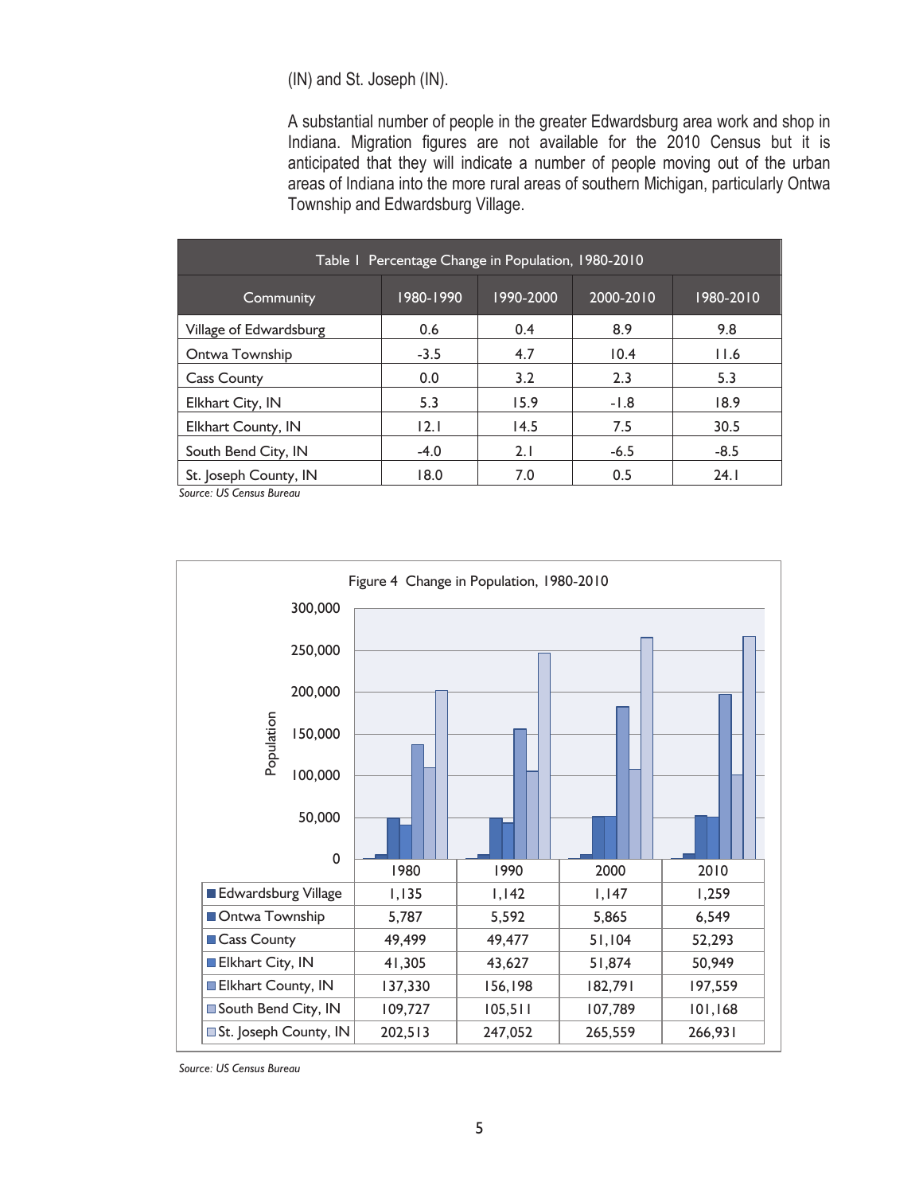(IN) and St. Joseph (IN).

A substantial number of people in the greater Edwardsburg area work and shop in Indiana. Migration figures are not available for the 2010 Census but it is anticipated that they will indicate a number of people moving out of the urban areas of Indiana into the more rural areas of southern Michigan, particularly Ontwa Township and Edwardsburg Village.

| Table 1 Percentage Change in Population, 1980-2010 | | | | |
|---|---|---|---|---|
| Community | 1980-1990 | 1990-2000 | 2000-2010 | 1980-2010 |
| Village of Edwardsburg | 0.6 | 0.4 | 8.9 | 9.8 |
| Ontwa Township | -3.5 | 4.7 | 10.4 | 11.6 |
| Cass County | 0.0 | 3.2 | 2.3 | 5.3 |
| Elkhart City, IN | 5.3 | 15.9 | -1.8 | 18.9 |
| Elkhart County, IN | 12.1 | 14.5 | 7.5 | 30.5 |
| South Bend City, IN | -4.0 | 2.1 | -6.5 | -8.5 |
| St. Joseph County, IN | 18.0 | 7.0 | 0.5 | 24.1 |

*Source: US Census Bureau*

Figure 4 Change in Population, 1980-2010

| | 1980 | 1990 | 2000 | 2010 |
|---|---|---|---|---|
| Edwardsburg Village | 1,135 | 1,142 | 1,147 | 1,259 |
| Ontwa Township | 5,787 | 5,592 | 5,865 | 6,549 |
| Cass County | 49,499 | 49,477 | 51,104 | 52,293 |
| Elkhart City, IN | 41,305 | 43,627 | 51,874 | 50,949 |
| Elkhart County, IN | 137,330 | 156,198 | 182,791 | 197,559 |
| South Bend City, IN | 109,727 | 105,511 | 107,789 | 101,168 |
| St. Joseph County, IN | 202,513 | 247,052 | 265,559 | 266,931 |

*Source: US Census Bureau*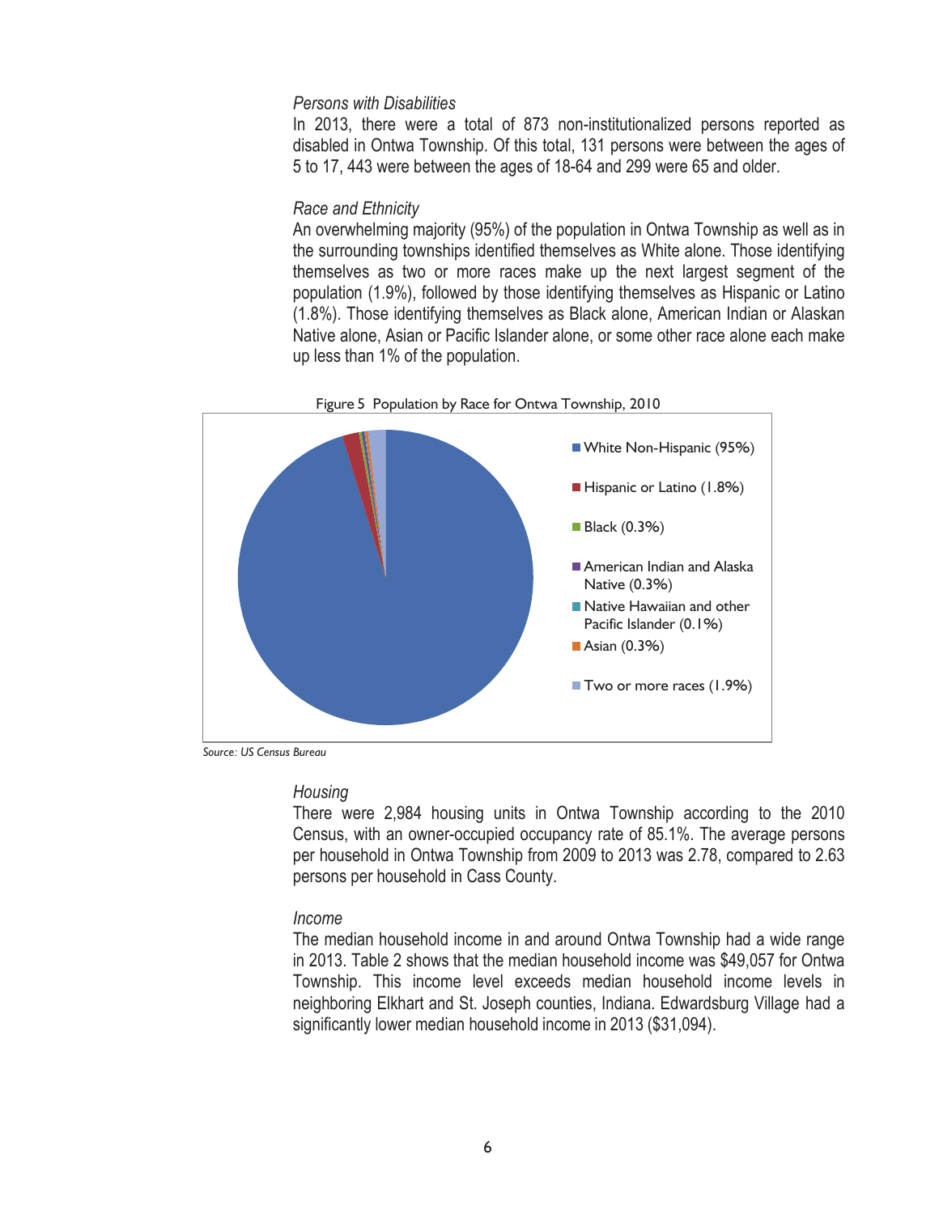*Persons with Disabilities*

In 2013, there were a total of 873 non-institutionalized persons reported as disabled in Ontwa Township. Of this total, 131 persons were between the ages of 5 to 17, 443 were between the ages of 18-64 and 299 were 65 and older.

*Race and Ethnicity*

An overwhelming majority (95%) of the population in Ontwa Township as well as in the surrounding townships identified themselves as White alone. Those identifying themselves as two or more races make up the next largest segment of the population (1.9%), followed by those identifying themselves as Hispanic or Latino (1.8%). Those identifying themselves as Black alone, American Indian or Alaskan Native alone, Asian or Pacific Islander alone, or some other race alone each make up less than 1% of the population.

Figure 5 Population by Race for Ontwa Township, 2010

- White Non-Hispanic (95%)
- Hispanic or Latino (1.8%)
- Black (0.3%)
- American Indian and Alaska Native (0.3%)
- Native Hawaiian and other Pacific Islander (0.1%)
- Asian (0.3%)
- Two or more races (1.9%)

*Source: US Census Bureau*

*Housing*

There were 2,984 housing units in Ontwa Township according to the 2010 Census, with an owner-occupied occupancy rate of 85.1%. The average persons per household in Ontwa Township from 2009 to 2013 was 2.78, compared to 2.63 persons per household in Cass County.

*Income*

The median household income in and around Ontwa Township had a wide range in 2013. Table 2 shows that the median household income was $49,057 for Ontwa Township. This income level exceeds median household income levels in neighboring Elkhart and St. Joseph counties, Indiana. Edwardsburg Village had a significantly lower median household income in 2013 ($31,094).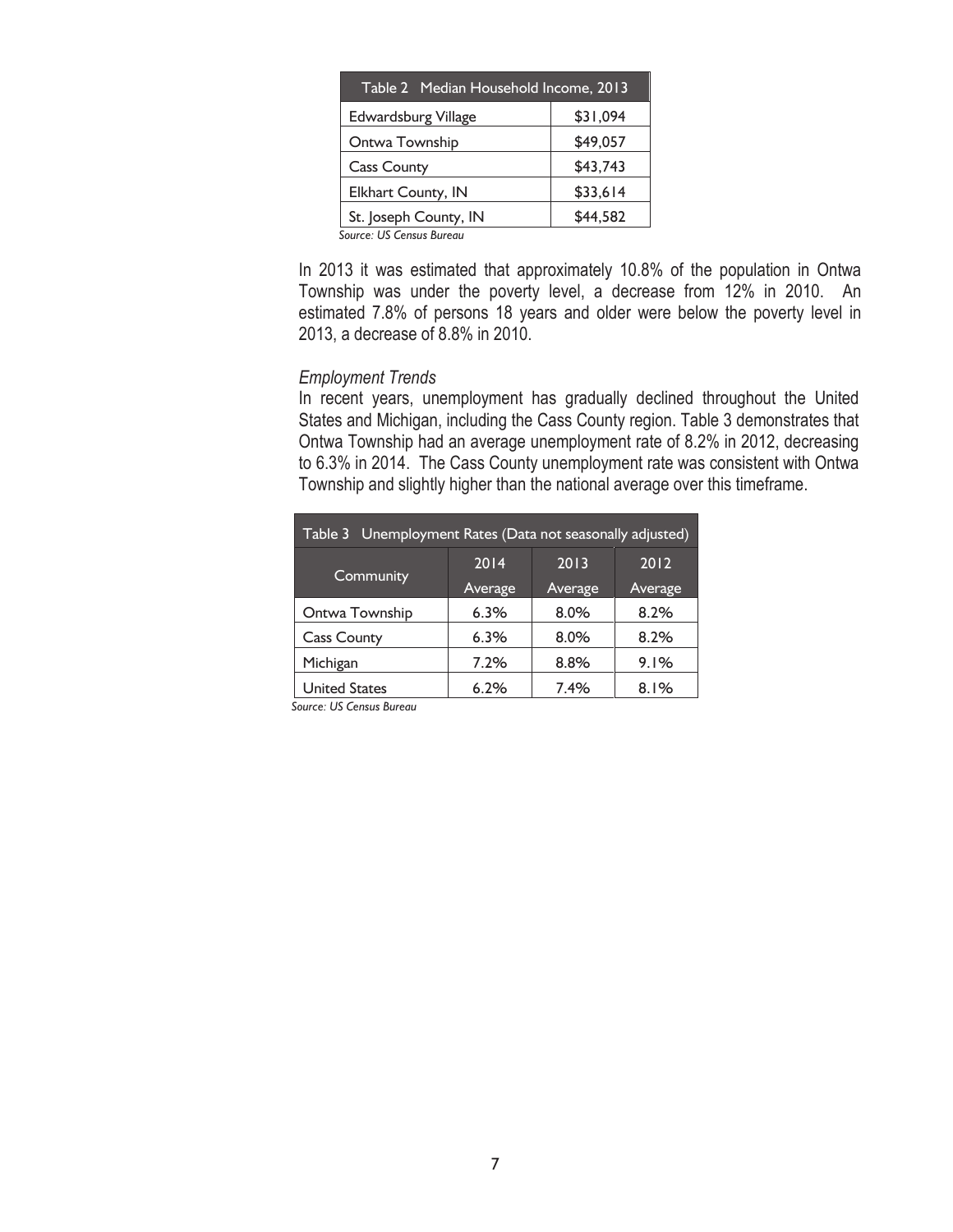| Table 2 Median Household Income, 2013 | |
|---|---|
| Edwardsburg Village | $31,094 |
| Ontwa Township | $49,057 |
| Cass County | $43,743 |
| Elkhart County, IN | $33,614 |
| St. Joseph County, IN | $44,582 |

*Source: US Census Bureau*

In 2013 it was estimated that approximately 10.8% of the population in Ontwa Township was under the poverty level, a decrease from 12% in 2010. An estimated 7.8% of persons 18 years and older were below the poverty level in 2013, a decrease of 8.8% in 2010.

*Employment Trends*

In recent years, unemployment has gradually declined throughout the United States and Michigan, including the Cass County region. Table 3 demonstrates that Ontwa Township had an average unemployment rate of 8.2% in 2012, decreasing to 6.3% in 2014. The Cass County unemployment rate was consistent with Ontwa Township and slightly higher than the national average over this timeframe.

| Table 3 Unemployment Rates (Data not seasonally adjusted) | | | |
|---|---|---|---|
| Community | 2014 Average | 2013 Average | 2012 Average |
| Ontwa Township | 6.3% | 8.0% | 8.2% |
| Cass County | 6.3% | 8.0% | 8.2% |
| Michigan | 7.2% | 8.8% | 9.1% |
| United States | 6.2% | 7.4% | 8.1% |

*Source: US Census Bureau*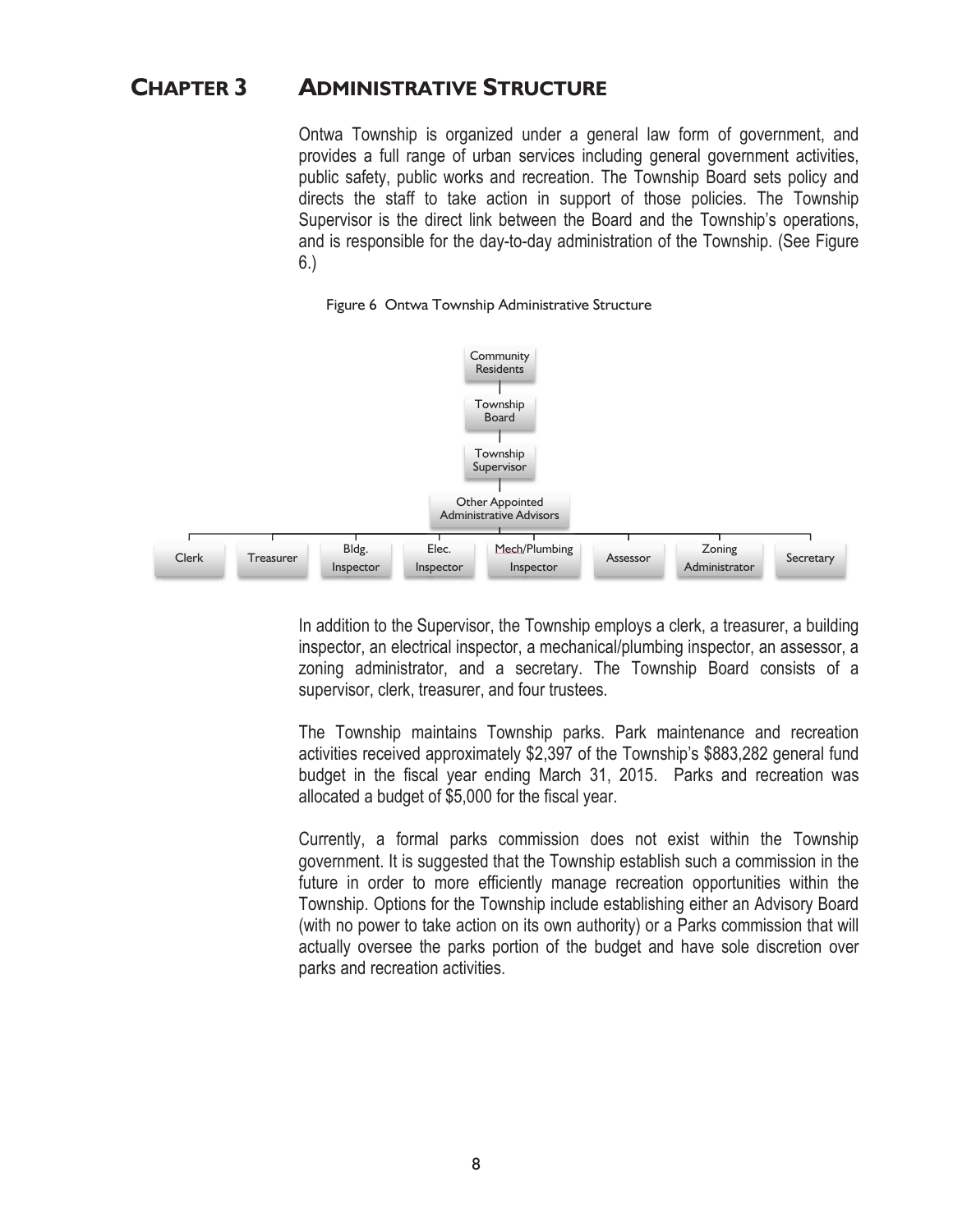# CHAPTER 3 ADMINISTRATIVE STRUCTURE

Ontwa Township is organized under a general law form of government, and provides a full range of urban services including general government activities, public safety, public works and recreation. The Township Board sets policy and directs the staff to take action in support of those policies. The Township Supervisor is the direct link between the Board and the Township's operations, and is responsible for the day-to-day administration of the Township. (See Figure 6.)

Figure 6 Ontwa Township Administrative Structure

Community Residents
Township Board
Township Supervisor
Other Appointed Administrative Advisors
Clerk | Treasurer | Bldg. Inspector | Elec. Inspector | Mech/Plumbing Inspector | Assessor | Zoning Administrator | Secretary

In addition to the Supervisor, the Township employs a clerk, a treasurer, a building inspector, an electrical inspector, a mechanical/plumbing inspector, an assessor, a zoning administrator, and a secretary. The Township Board consists of a supervisor, clerk, treasurer, and four trustees.

The Township maintains Township parks. Park maintenance and recreation activities received approximately $2,397 of the Township's $883,282 general fund budget in the fiscal year ending March 31, 2015. Parks and recreation was allocated a budget of $5,000 for the fiscal year.

Currently, a formal parks commission does not exist within the Township government. It is suggested that the Township establish such a commission in the future in order to more efficiently manage recreation opportunities within the Township. Options for the Township include establishing either an Advisory Board (with no power to take action on its own authority) or a Parks commission that will actually oversee the parks portion of the budget and have sole discretion over parks and recreation activities.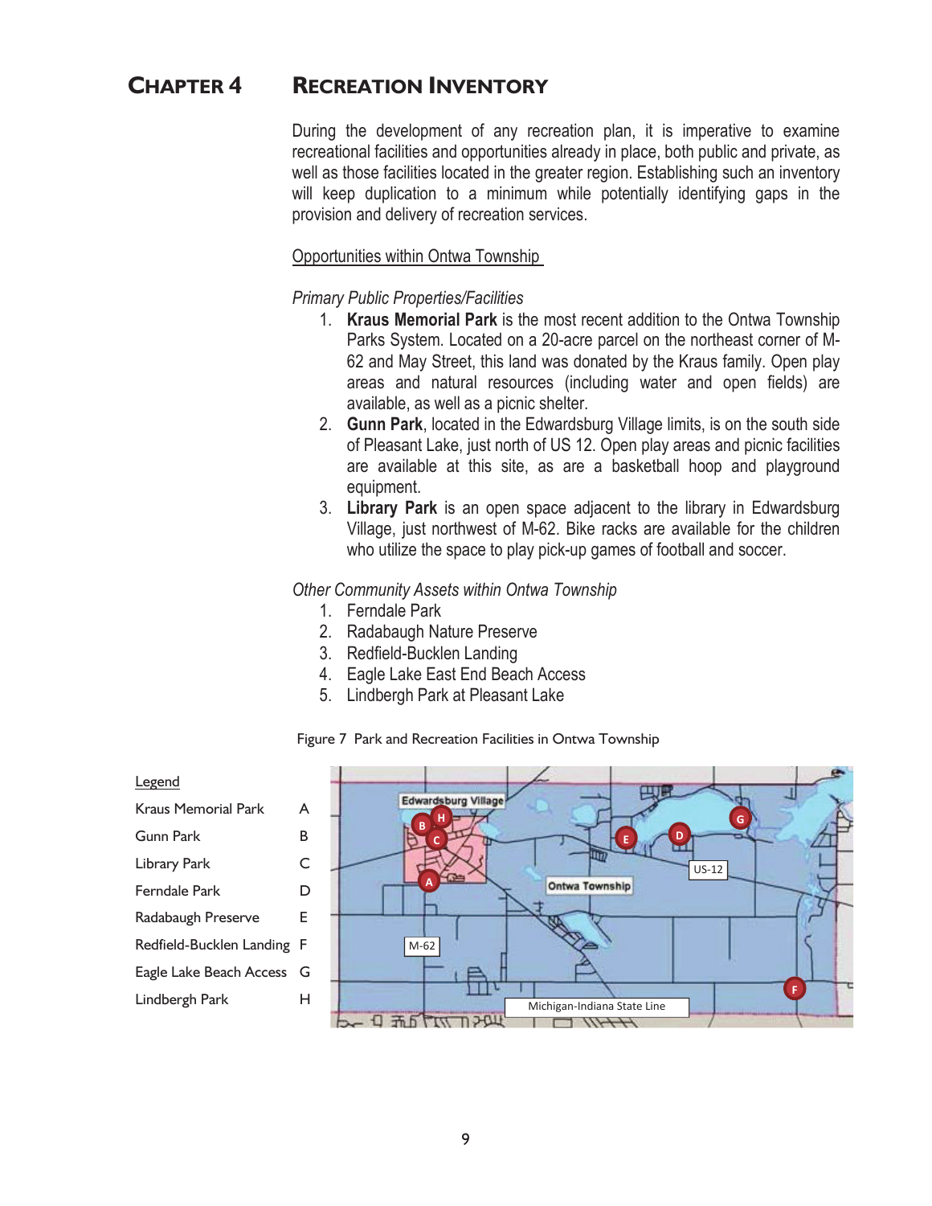# Chapter 4 Recreation Inventory

During the development of any recreation plan, it is imperative to examine recreational facilities and opportunities already in place, both public and private, as well as those facilities located in the greater region. Establishing such an inventory will keep duplication to a minimum while potentially identifying gaps in the provision and delivery of recreation services.

## Opportunities within Ontwa Township

### *Primary Public Properties/Facilities*

1. **Kraus Memorial Park** is the most recent addition to the Ontwa Township Parks System. Located on a 20-acre parcel on the northeast corner of M-62 and May Street, this land was donated by the Kraus family. Open play areas and natural resources (including water and open fields) are available, as well as a picnic shelter.
2. **Gunn Park**, located in the Edwardsburg Village limits, is on the south side of Pleasant Lake, just north of US 12. Open play areas and picnic facilities are available at this site, as are a basketball hoop and playground equipment.
3. **Library Park** is an open space adjacent to the library in Edwardsburg Village, just northwest of M-62. Bike racks are available for the children who utilize the space to play pick-up games of football and soccer.

### *Other Community Assets within Ontwa Township*

1. Ferndale Park
2. Radabaugh Nature Preserve
3. Redfield-Bucklen Landing
4. Eagle Lake East End Beach Access
5. Lindbergh Park at Pleasant Lake

Figure 7 Park and Recreation Facilities in Ontwa Township

| Legend | |
|---|---|
| Kraus Memorial Park | A |
| Gunn Park | B |
| Library Park | C |
| Ferndale Park | D |
| Radabaugh Preserve | E |
| Redfield-Bucklen Landing | F |
| Eagle Lake Beach Access | G |
| Lindbergh Park | H |

Edwardsburg Village, Ontwa Township, US-12, M-62, Michigan-Indiana State Line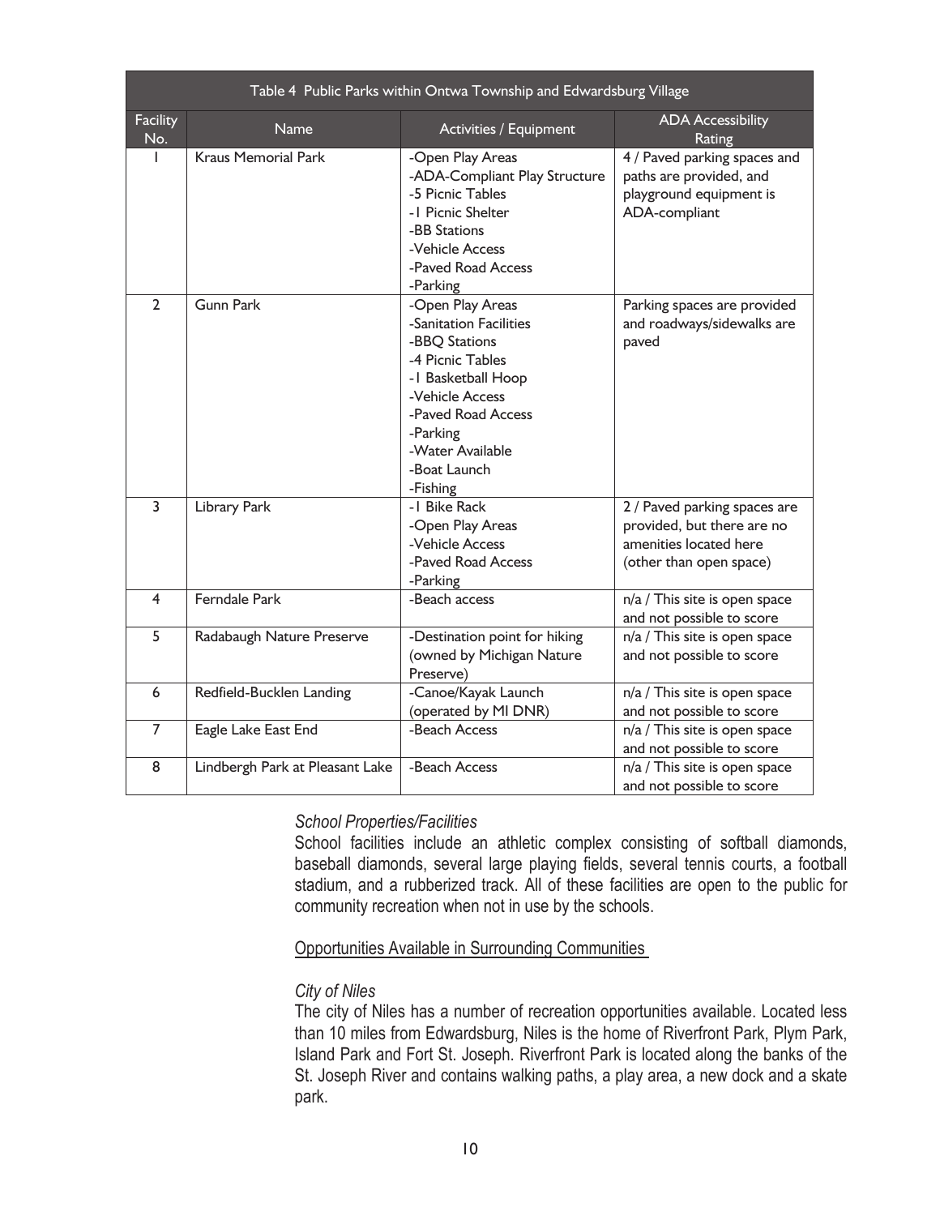| Table 4 Public Parks within Ontwa Township and Edwardsburg Village | | | |
|---|---|---|---|
| Facility No. | Name | Activities / Equipment | ADA Accessibility Rating |
| 1 | Kraus Memorial Park | -Open Play Areas<br>-ADA-Compliant Play Structure<br>-5 Picnic Tables<br>-1 Picnic Shelter<br>-BB Stations<br>-Vehicle Access<br>-Paved Road Access<br>-Parking | 4 / Paved parking spaces and paths are provided, and playground equipment is ADA-compliant |
| 2 | Gunn Park | -Open Play Areas<br>-Sanitation Facilities<br>-BBQ Stations<br>-4 Picnic Tables<br>-1 Basketball Hoop<br>-Vehicle Access<br>-Paved Road Access<br>-Parking<br>-Water Available<br>-Boat Launch<br>-Fishing | Parking spaces are provided and roadways/sidewalks are paved |
| 3 | Library Park | -1 Bike Rack<br>-Open Play Areas<br>-Vehicle Access<br>-Paved Road Access<br>-Parking | 2 / Paved parking spaces are provided, but there are no amenities located here (other than open space) |
| 4 | Ferndale Park | -Beach access | n/a / This site is open space and not possible to score |
| 5 | Radabaugh Nature Preserve | -Destination point for hiking (owned by Michigan Nature Preserve) | n/a / This site is open space and not possible to score |
| 6 | Redfield-Bucklen Landing | -Canoe/Kayak Launch (operated by MI DNR) | n/a / This site is open space and not possible to score |
| 7 | Eagle Lake East End | -Beach Access | n/a / This site is open space and not possible to score |
| 8 | Lindbergh Park at Pleasant Lake | -Beach Access | n/a / This site is open space and not possible to score |

*School Properties/Facilities*

School facilities include an athletic complex consisting of softball diamonds, baseball diamonds, several large playing fields, several tennis courts, a football stadium, and a rubberized track. All of these facilities are open to the public for community recreation when not in use by the schools.

<u>Opportunities Available in Surrounding Communities</u>

*City of Niles*

The city of Niles has a number of recreation opportunities available. Located less than 10 miles from Edwardsburg, Niles is the home of Riverfront Park, Plym Park, Island Park and Fort St. Joseph. Riverfront Park is located along the banks of the St. Joseph River and contains walking paths, a play area, a new dock and a skate park.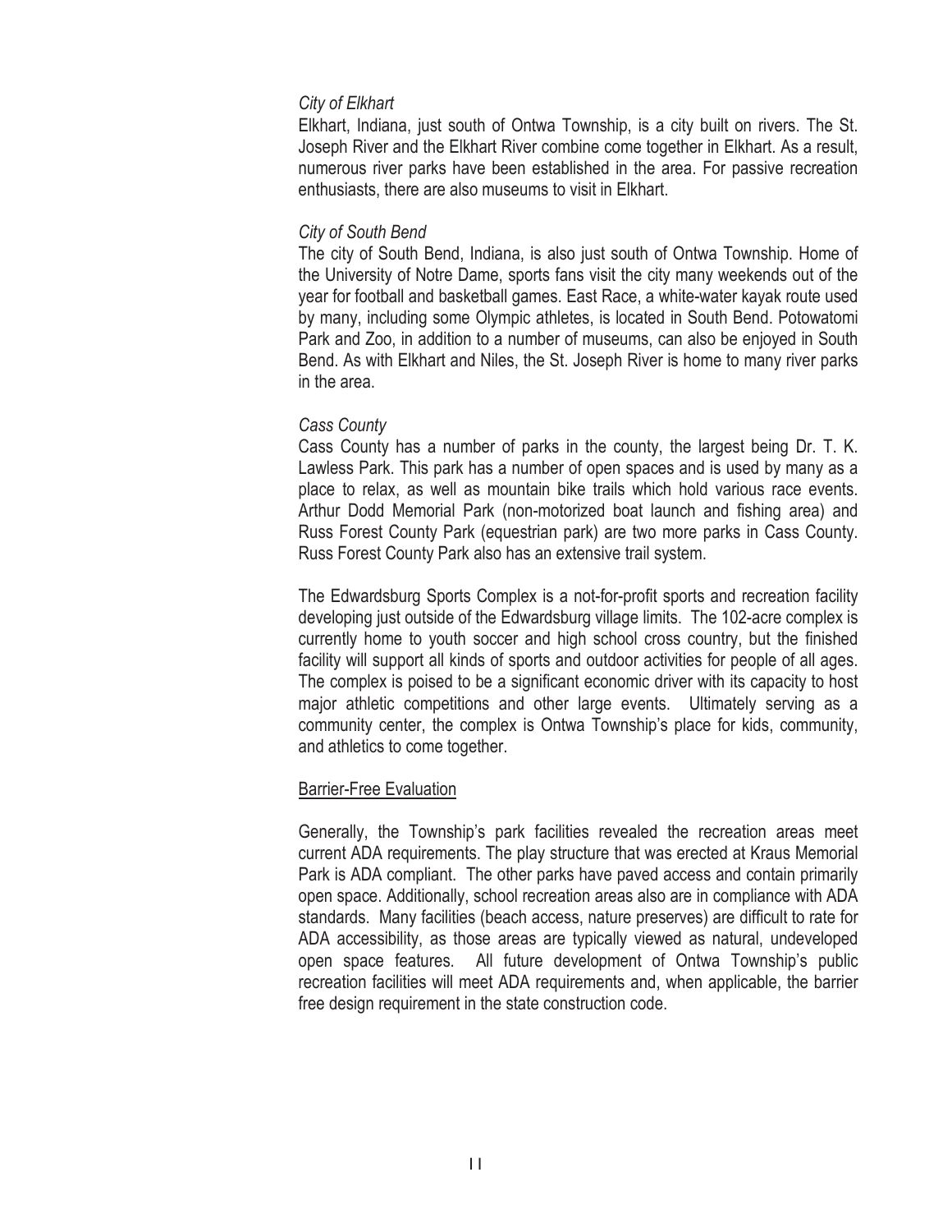*City of Elkhart*

Elkhart, Indiana, just south of Ontwa Township, is a city built on rivers. The St. Joseph River and the Elkhart River combine come together in Elkhart. As a result, numerous river parks have been established in the area. For passive recreation enthusiasts, there are also museums to visit in Elkhart.

*City of South Bend*

The city of South Bend, Indiana, is also just south of Ontwa Township. Home of the University of Notre Dame, sports fans visit the city many weekends out of the year for football and basketball games. East Race, a white-water kayak route used by many, including some Olympic athletes, is located in South Bend. Potowatomi Park and Zoo, in addition to a number of museums, can also be enjoyed in South Bend. As with Elkhart and Niles, the St. Joseph River is home to many river parks in the area.

*Cass County*

Cass County has a number of parks in the county, the largest being Dr. T. K. Lawless Park. This park has a number of open spaces and is used by many as a place to relax, as well as mountain bike trails which hold various race events. Arthur Dodd Memorial Park (non-motorized boat launch and fishing area) and Russ Forest County Park (equestrian park) are two more parks in Cass County. Russ Forest County Park also has an extensive trail system.

The Edwardsburg Sports Complex is a not-for-profit sports and recreation facility developing just outside of the Edwardsburg village limits. The 102-acre complex is currently home to youth soccer and high school cross country, but the finished facility will support all kinds of sports and outdoor activities for people of all ages. The complex is poised to be a significant economic driver with its capacity to host major athletic competitions and other large events. Ultimately serving as a community center, the complex is Ontwa Township's place for kids, community, and athletics to come together.

## Barrier-Free Evaluation

Generally, the Township's park facilities revealed the recreation areas meet current ADA requirements. The play structure that was erected at Kraus Memorial Park is ADA compliant. The other parks have paved access and contain primarily open space. Additionally, school recreation areas also are in compliance with ADA standards. Many facilities (beach access, nature preserves) are difficult to rate for ADA accessibility, as those areas are typically viewed as natural, undeveloped open space features. All future development of Ontwa Township's public recreation facilities will meet ADA requirements and, when applicable, the barrier free design requirement in the state construction code.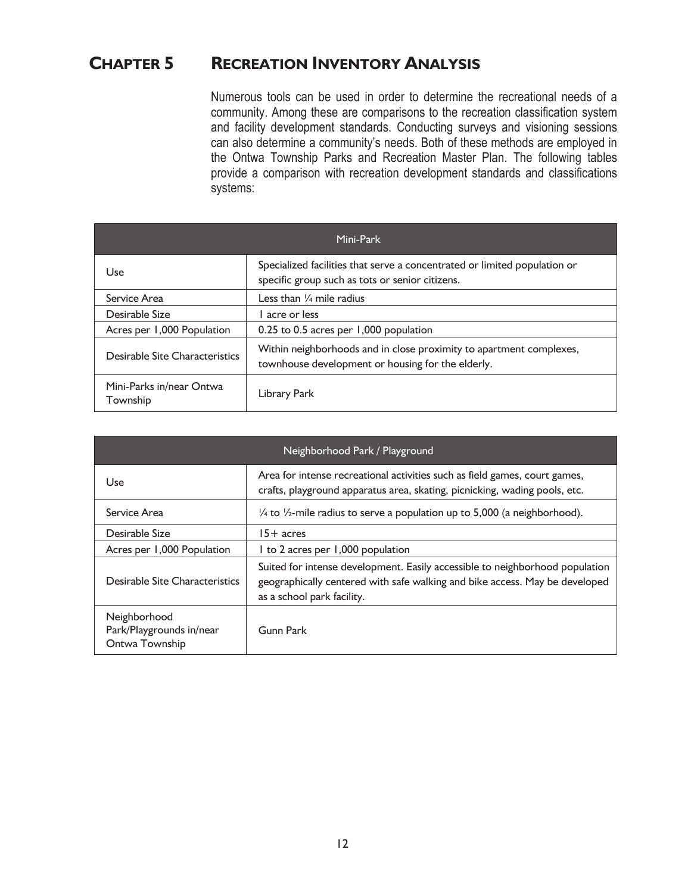# CHAPTER 5 RECREATION INVENTORY ANALYSIS

Numerous tools can be used in order to determine the recreational needs of a community. Among these are comparisons to the recreation classification system and facility development standards. Conducting surveys and visioning sessions can also determine a community's needs. Both of these methods are employed in the Ontwa Township Parks and Recreation Master Plan. The following tables provide a comparison with recreation development standards and classifications systems:

| Mini-Park | |
|---|---|
| Use | Specialized facilities that serve a concentrated or limited population or specific group such as tots or senior citizens. |
| Service Area | Less than ¼ mile radius |
| Desirable Size | 1 acre or less |
| Acres per 1,000 Population | 0.25 to 0.5 acres per 1,000 population |
| Desirable Site Characteristics | Within neighborhoods and in close proximity to apartment complexes, townhouse development or housing for the elderly. |
| Mini-Parks in/near Ontwa Township | Library Park |

| Neighborhood Park / Playground | |
|---|---|
| Use | Area for intense recreational activities such as field games, court games, crafts, playground apparatus area, skating, picnicking, wading pools, etc. |
| Service Area | ¼ to ½-mile radius to serve a population up to 5,000 (a neighborhood). |
| Desirable Size | 15+ acres |
| Acres per 1,000 Population | 1 to 2 acres per 1,000 population |
| Desirable Site Characteristics | Suited for intense development. Easily accessible to neighborhood population geographically centered with safe walking and bike access. May be developed as a school park facility. |
| Neighborhood Park/Playgrounds in/near Ontwa Township | Gunn Park |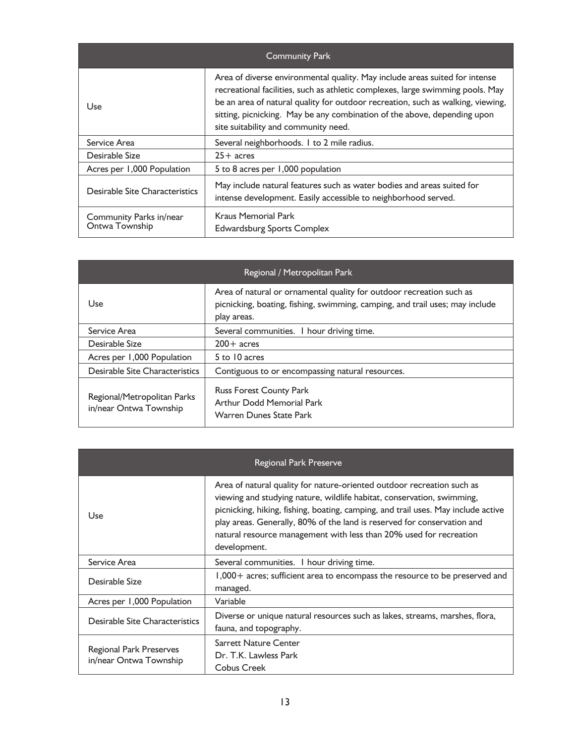| Community Park | |
|---|---|
| Use | Area of diverse environmental quality. May include areas suited for intense recreational facilities, such as athletic complexes, large swimming pools. May be an area of natural quality for outdoor recreation, such as walking, viewing, sitting, picnicking. May be any combination of the above, depending upon site suitability and community need. |
| Service Area | Several neighborhoods. 1 to 2 mile radius. |
| Desirable Size | 25+ acres |
| Acres per 1,000 Population | 5 to 8 acres per 1,000 population |
| Desirable Site Characteristics | May include natural features such as water bodies and areas suited for intense development. Easily accessible to neighborhood served. |
| Community Parks in/near Ontwa Township | Kraus Memorial Park<br>Edwardsburg Sports Complex |

| Regional / Metropolitan Park | |
|---|---|
| Use | Area of natural or ornamental quality for outdoor recreation such as picnicking, boating, fishing, swimming, camping, and trail uses; may include play areas. |
| Service Area | Several communities. 1 hour driving time. |
| Desirable Size | 200+ acres |
| Acres per 1,000 Population | 5 to 10 acres |
| Desirable Site Characteristics | Contiguous to or encompassing natural resources. |
| Regional/Metropolitan Parks in/near Ontwa Township | Russ Forest County Park<br>Arthur Dodd Memorial Park<br>Warren Dunes State Park |

| Regional Park Preserve | |
|---|---|
| Use | Area of natural quality for nature-oriented outdoor recreation such as viewing and studying nature, wildlife habitat, conservation, swimming, picnicking, hiking, fishing, boating, camping, and trail uses. May include active play areas. Generally, 80% of the land is reserved for conservation and natural resource management with less than 20% used for recreation development. |
| Service Area | Several communities. 1 hour driving time. |
| Desirable Size | 1,000+ acres; sufficient area to encompass the resource to be preserved and managed. |
| Acres per 1,000 Population | Variable |
| Desirable Site Characteristics | Diverse or unique natural resources such as lakes, streams, marshes, flora, fauna, and topography. |
| Regional Park Preserves in/near Ontwa Township | Sarrett Nature Center<br>Dr. T.K. Lawless Park<br>Cobus Creek |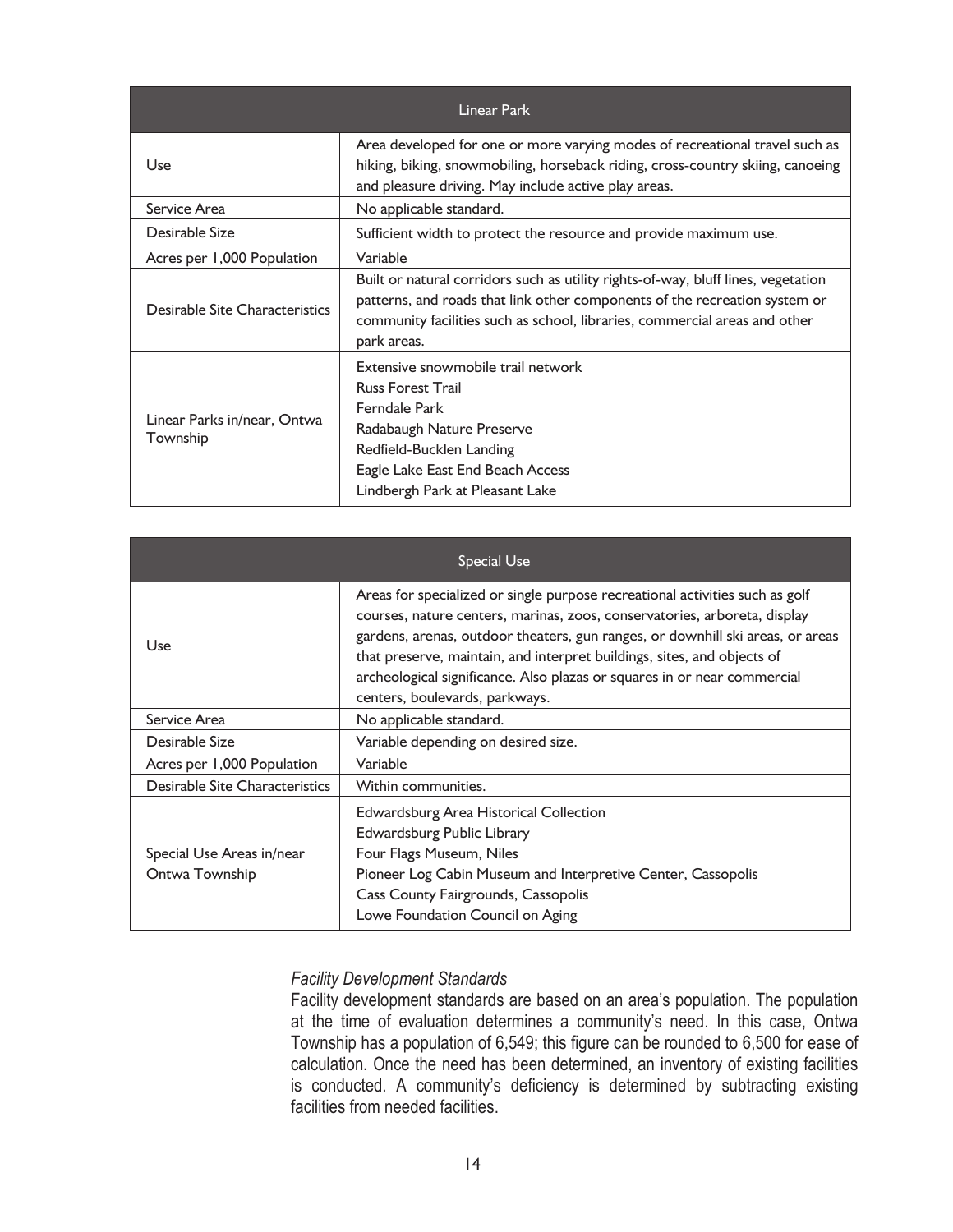| Linear Park | |
|---|---|
| Use | Area developed for one or more varying modes of recreational travel such as hiking, biking, snowmobiling, horseback riding, cross-country skiing, canoeing and pleasure driving. May include active play areas. |
| Service Area | No applicable standard. |
| Desirable Size | Sufficient width to protect the resource and provide maximum use. |
| Acres per 1,000 Population | Variable |
| Desirable Site Characteristics | Built or natural corridors such as utility rights-of-way, bluff lines, vegetation patterns, and roads that link other components of the recreation system or community facilities such as school, libraries, commercial areas and other park areas. |
| Linear Parks in/near, Ontwa Township | Extensive snowmobile trail network<br>Russ Forest Trail<br>Ferndale Park<br>Radabaugh Nature Preserve<br>Redfield-Bucklen Landing<br>Eagle Lake East End Beach Access<br>Lindbergh Park at Pleasant Lake |

| Special Use | |
|---|---|
| Use | Areas for specialized or single purpose recreational activities such as golf courses, nature centers, marinas, zoos, conservatories, arboreta, display gardens, arenas, outdoor theaters, gun ranges, or downhill ski areas, or areas that preserve, maintain, and interpret buildings, sites, and objects of archeological significance. Also plazas or squares in or near commercial centers, boulevards, parkways. |
| Service Area | No applicable standard. |
| Desirable Size | Variable depending on desired size. |
| Acres per 1,000 Population | Variable |
| Desirable Site Characteristics | Within communities. |
| Special Use Areas in/near Ontwa Township | Edwardsburg Area Historical Collection<br>Edwardsburg Public Library<br>Four Flags Museum, Niles<br>Pioneer Log Cabin Museum and Interpretive Center, Cassopolis<br>Cass County Fairgrounds, Cassopolis<br>Lowe Foundation Council on Aging |

### *Facility Development Standards*

Facility development standards are based on an area's population. The population at the time of evaluation determines a community's need. In this case, Ontwa Township has a population of 6,549; this figure can be rounded to 6,500 for ease of calculation. Once the need has been determined, an inventory of existing facilities is conducted. A community's deficiency is determined by subtracting existing facilities from needed facilities.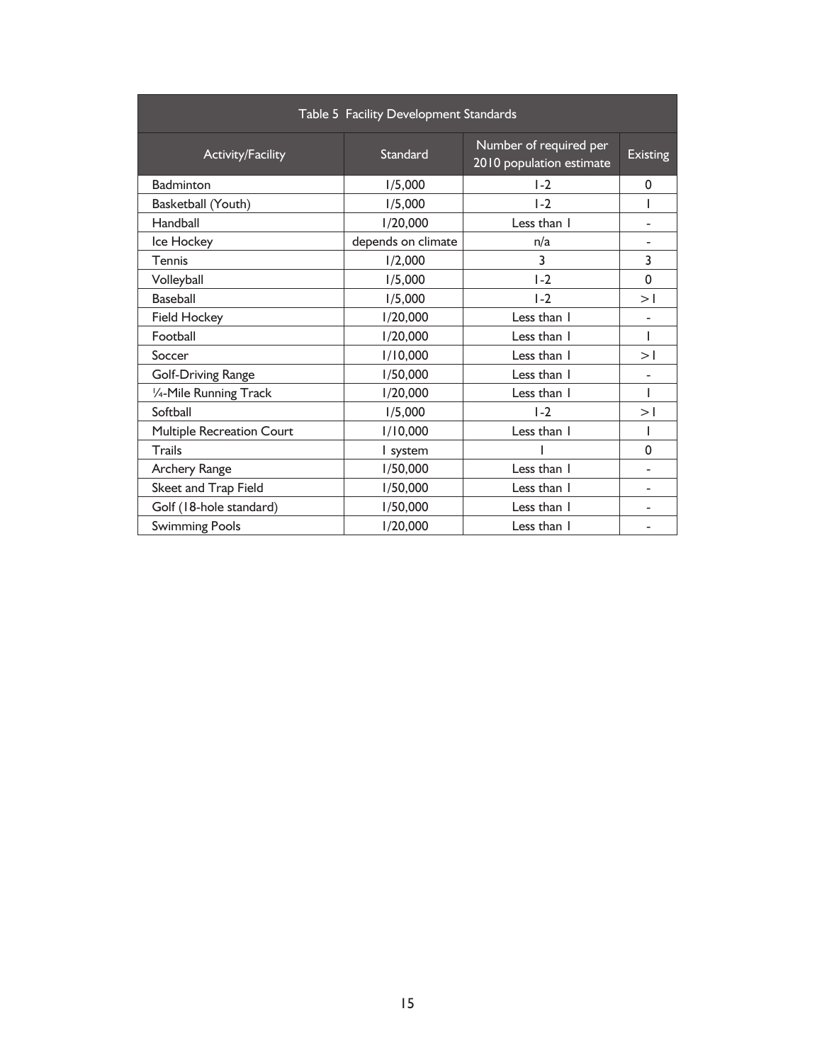| Table 5 Facility Development Standards | | | |
|---|---|---|---|
| Activity/Facility | Standard | Number of required per 2010 population estimate | Existing |
| Badminton | 1/5,000 | 1-2 | 0 |
| Basketball (Youth) | 1/5,000 | 1-2 | 1 |
| Handball | 1/20,000 | Less than 1 | - |
| Ice Hockey | depends on climate | n/a | - |
| Tennis | 1/2,000 | 3 | 3 |
| Volleyball | 1/5,000 | 1-2 | 0 |
| Baseball | 1/5,000 | 1-2 | >1 |
| Field Hockey | 1/20,000 | Less than 1 | - |
| Football | 1/20,000 | Less than 1 | 1 |
| Soccer | 1/10,000 | Less than 1 | >1 |
| Golf-Driving Range | 1/50,000 | Less than 1 | - |
| ¼-Mile Running Track | 1/20,000 | Less than 1 | 1 |
| Softball | 1/5,000 | 1-2 | >1 |
| Multiple Recreation Court | 1/10,000 | Less than 1 | 1 |
| Trails | 1 system | 1 | 0 |
| Archery Range | 1/50,000 | Less than 1 | - |
| Skeet and Trap Field | 1/50,000 | Less than 1 | - |
| Golf (18-hole standard) | 1/50,000 | Less than 1 | - |
| Swimming Pools | 1/20,000 | Less than 1 | - |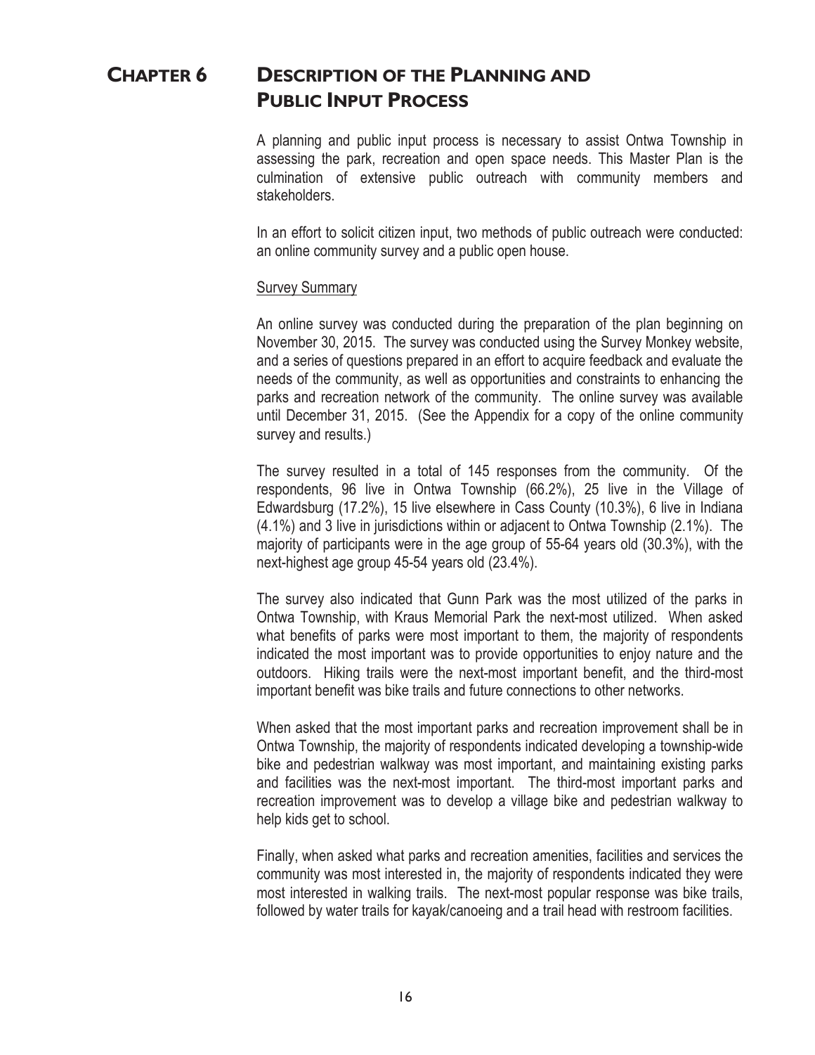# CHAPTER 6 DESCRIPTION OF THE PLANNING AND PUBLIC INPUT PROCESS

A planning and public input process is necessary to assist Ontwa Township in assessing the park, recreation and open space needs. This Master Plan is the culmination of extensive public outreach with community members and stakeholders.

In an effort to solicit citizen input, two methods of public outreach were conducted: an online community survey and a public open house.

Survey Summary

An online survey was conducted during the preparation of the plan beginning on November 30, 2015. The survey was conducted using the Survey Monkey website, and a series of questions prepared in an effort to acquire feedback and evaluate the needs of the community, as well as opportunities and constraints to enhancing the parks and recreation network of the community. The online survey was available until December 31, 2015. (See the Appendix for a copy of the online community survey and results.)

The survey resulted in a total of 145 responses from the community. Of the respondents, 96 live in Ontwa Township (66.2%), 25 live in the Village of Edwardsburg (17.2%), 15 live elsewhere in Cass County (10.3%), 6 live in Indiana (4.1%) and 3 live in jurisdictions within or adjacent to Ontwa Township (2.1%). The majority of participants were in the age group of 55-64 years old (30.3%), with the next-highest age group 45-54 years old (23.4%).

The survey also indicated that Gunn Park was the most utilized of the parks in Ontwa Township, with Kraus Memorial Park the next-most utilized. When asked what benefits of parks were most important to them, the majority of respondents indicated the most important was to provide opportunities to enjoy nature and the outdoors. Hiking trails were the next-most important benefit, and the third-most important benefit was bike trails and future connections to other networks.

When asked that the most important parks and recreation improvement shall be in Ontwa Township, the majority of respondents indicated developing a township-wide bike and pedestrian walkway was most important, and maintaining existing parks and facilities was the next-most important. The third-most important parks and recreation improvement was to develop a village bike and pedestrian walkway to help kids get to school.

Finally, when asked what parks and recreation amenities, facilities and services the community was most interested in, the majority of respondents indicated they were most interested in walking trails. The next-most popular response was bike trails, followed by water trails for kayak/canoeing and a trail head with restroom facilities.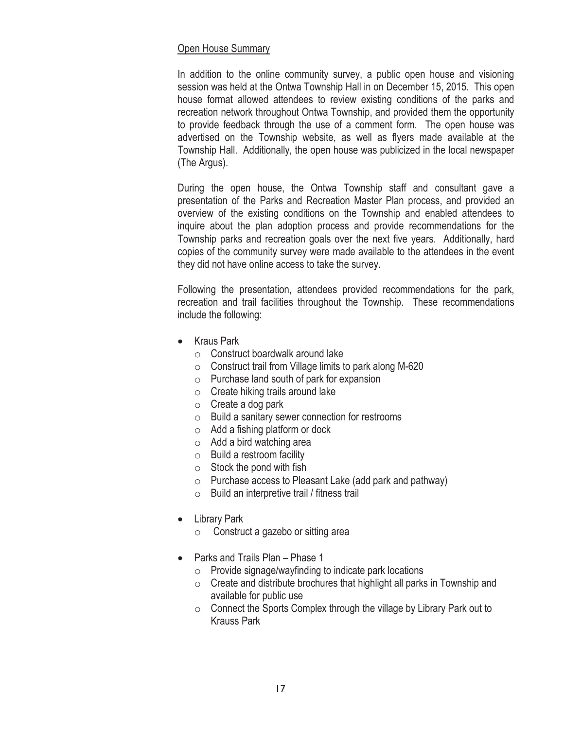Open House Summary

In addition to the online community survey, a public open house and visioning session was held at the Ontwa Township Hall in on December 15, 2015. This open house format allowed attendees to review existing conditions of the parks and recreation network throughout Ontwa Township, and provided them the opportunity to provide feedback through the use of a comment form. The open house was advertised on the Township website, as well as flyers made available at the Township Hall. Additionally, the open house was publicized in the local newspaper (The Argus).

During the open house, the Ontwa Township staff and consultant gave a presentation of the Parks and Recreation Master Plan process, and provided an overview of the existing conditions on the Township and enabled attendees to inquire about the plan adoption process and provide recommendations for the Township parks and recreation goals over the next five years. Additionally, hard copies of the community survey were made available to the attendees in the event they did not have online access to take the survey.

Following the presentation, attendees provided recommendations for the park, recreation and trail facilities throughout the Township. These recommendations include the following:

- Kraus Park
  - Construct boardwalk around lake
  - Construct trail from Village limits to park along M-620
  - Purchase land south of park for expansion
  - Create hiking trails around lake
  - Create a dog park
  - Build a sanitary sewer connection for restrooms
  - Add a fishing platform or dock
  - Add a bird watching area
  - Build a restroom facility
  - Stock the pond with fish
  - Purchase access to Pleasant Lake (add park and pathway)
  - Build an interpretive trail / fitness trail
- Library Park
  - Construct a gazebo or sitting area
- Parks and Trails Plan – Phase 1
  - Provide signage/wayfinding to indicate park locations
  - Create and distribute brochures that highlight all parks in Township and available for public use
  - Connect the Sports Complex through the village by Library Park out to Krauss Park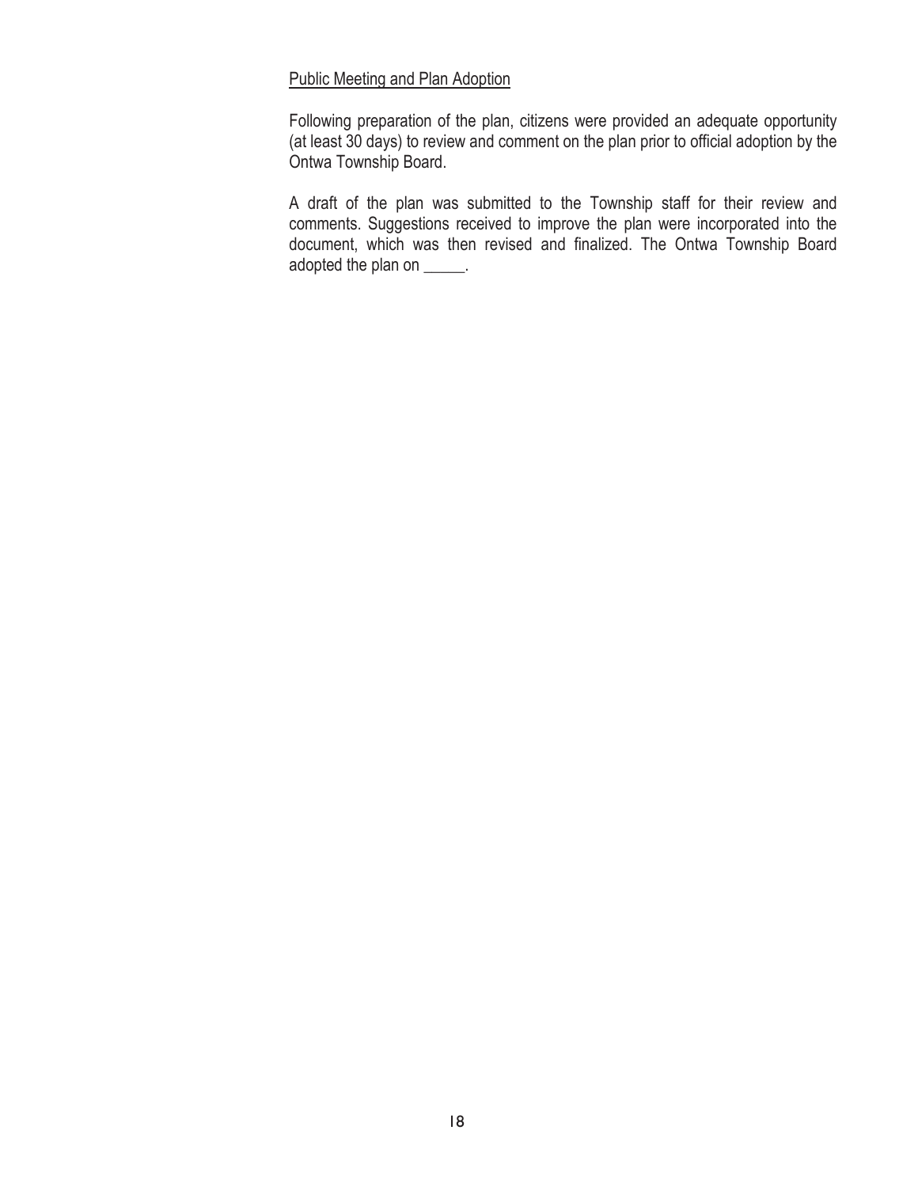Public Meeting and Plan Adoption

Following preparation of the plan, citizens were provided an adequate opportunity (at least 30 days) to review and comment on the plan prior to official adoption by the Ontwa Township Board.

A draft of the plan was submitted to the Township staff for their review and comments. Suggestions received to improve the plan were incorporated into the document, which was then revised and finalized. The Ontwa Township Board adopted the plan on _____.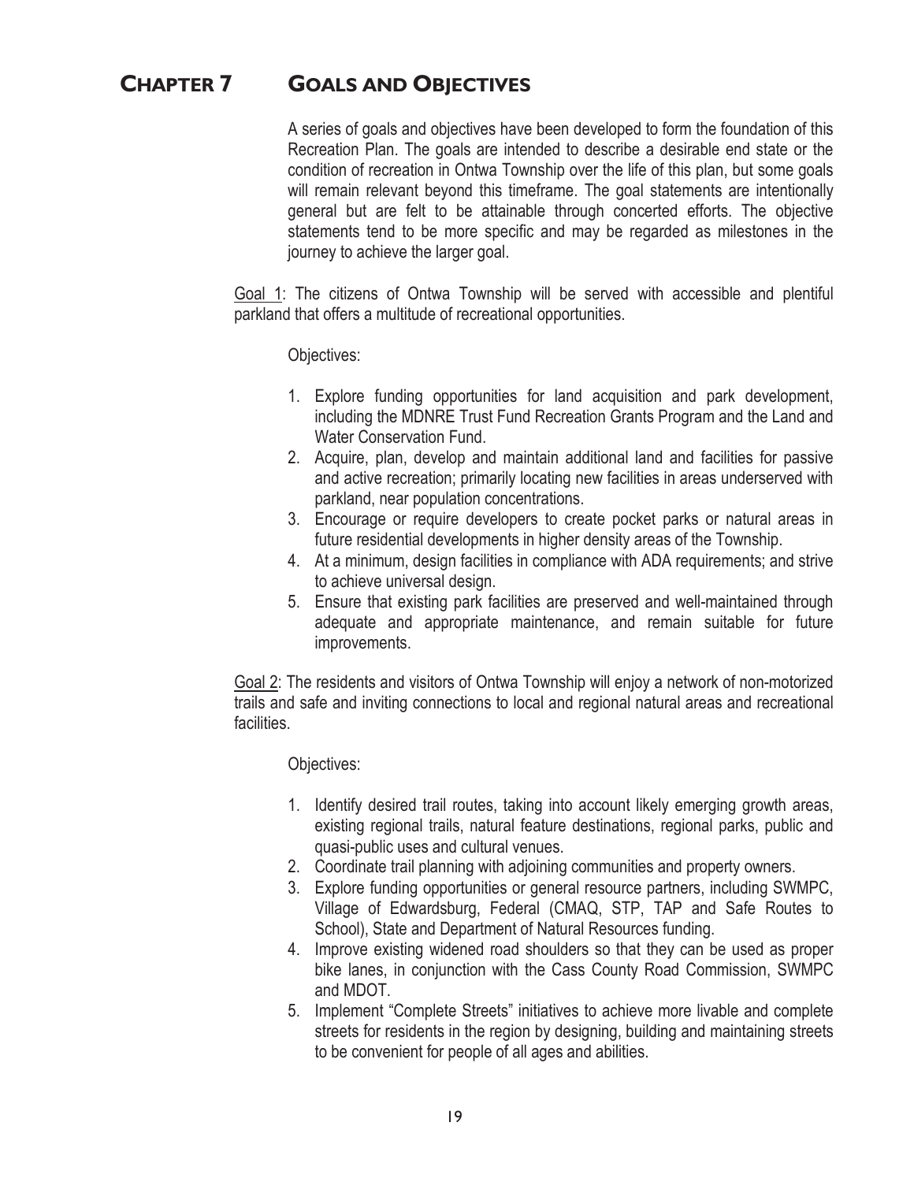# CHAPTER 7 GOALS AND OBJECTIVES

A series of goals and objectives have been developed to form the foundation of this Recreation Plan. The goals are intended to describe a desirable end state or the condition of recreation in Ontwa Township over the life of this plan, but some goals will remain relevant beyond this timeframe. The goal statements are intentionally general but are felt to be attainable through concerted efforts. The objective statements tend to be more specific and may be regarded as milestones in the journey to achieve the larger goal.

<u>Goal 1</u>: The citizens of Ontwa Township will be served with accessible and plentiful parkland that offers a multitude of recreational opportunities.

Objectives:

1. Explore funding opportunities for land acquisition and park development, including the MDNRE Trust Fund Recreation Grants Program and the Land and Water Conservation Fund.
2. Acquire, plan, develop and maintain additional land and facilities for passive and active recreation; primarily locating new facilities in areas underserved with parkland, near population concentrations.
3. Encourage or require developers to create pocket parks or natural areas in future residential developments in higher density areas of the Township.
4. At a minimum, design facilities in compliance with ADA requirements; and strive to achieve universal design.
5. Ensure that existing park facilities are preserved and well-maintained through adequate and appropriate maintenance, and remain suitable for future improvements.

<u>Goal 2</u>: The residents and visitors of Ontwa Township will enjoy a network of non-motorized trails and safe and inviting connections to local and regional natural areas and recreational facilities.

Objectives:

1. Identify desired trail routes, taking into account likely emerging growth areas, existing regional trails, natural feature destinations, regional parks, public and quasi-public uses and cultural venues.
2. Coordinate trail planning with adjoining communities and property owners.
3. Explore funding opportunities or general resource partners, including SWMPC, Village of Edwardsburg, Federal (CMAQ, STP, TAP and Safe Routes to School), State and Department of Natural Resources funding.
4. Improve existing widened road shoulders so that they can be used as proper bike lanes, in conjunction with the Cass County Road Commission, SWMPC and MDOT.
5. Implement "Complete Streets" initiatives to achieve more livable and complete streets for residents in the region by designing, building and maintaining streets to be convenient for people of all ages and abilities.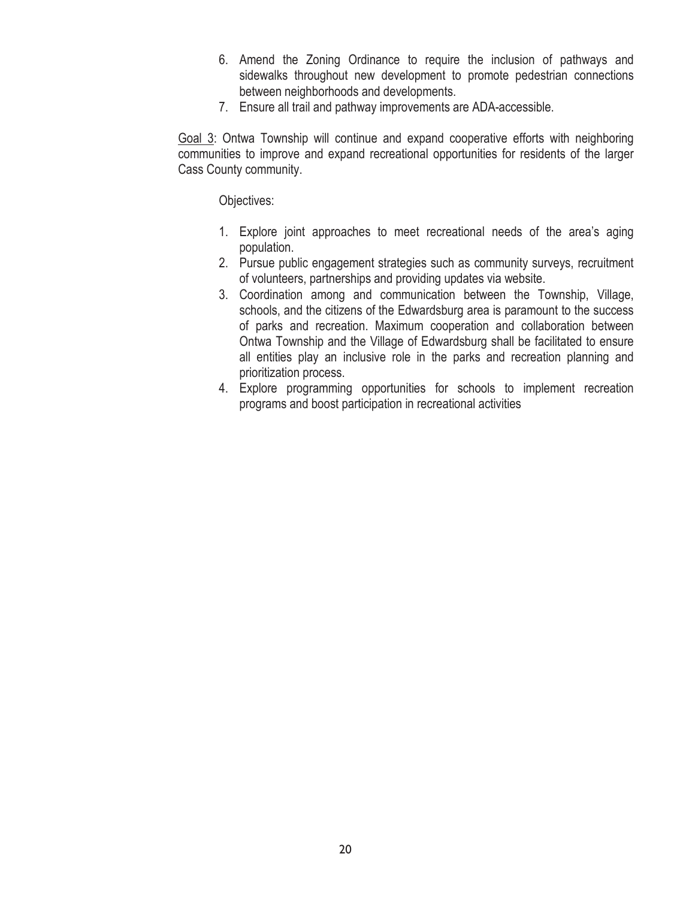6. Amend the Zoning Ordinance to require the inclusion of pathways and sidewalks throughout new development to promote pedestrian connections between neighborhoods and developments.
7. Ensure all trail and pathway improvements are ADA-accessible.

<u>Goal 3</u>: Ontwa Township will continue and expand cooperative efforts with neighboring communities to improve and expand recreational opportunities for residents of the larger Cass County community.

Objectives:

1. Explore joint approaches to meet recreational needs of the area's aging population.
2. Pursue public engagement strategies such as community surveys, recruitment of volunteers, partnerships and providing updates via website.
3. Coordination among and communication between the Township, Village, schools, and the citizens of the Edwardsburg area is paramount to the success of parks and recreation. Maximum cooperation and collaboration between Ontwa Township and the Village of Edwardsburg shall be facilitated to ensure all entities play an inclusive role in the parks and recreation planning and prioritization process.
4. Explore programming opportunities for schools to implement recreation programs and boost participation in recreational activities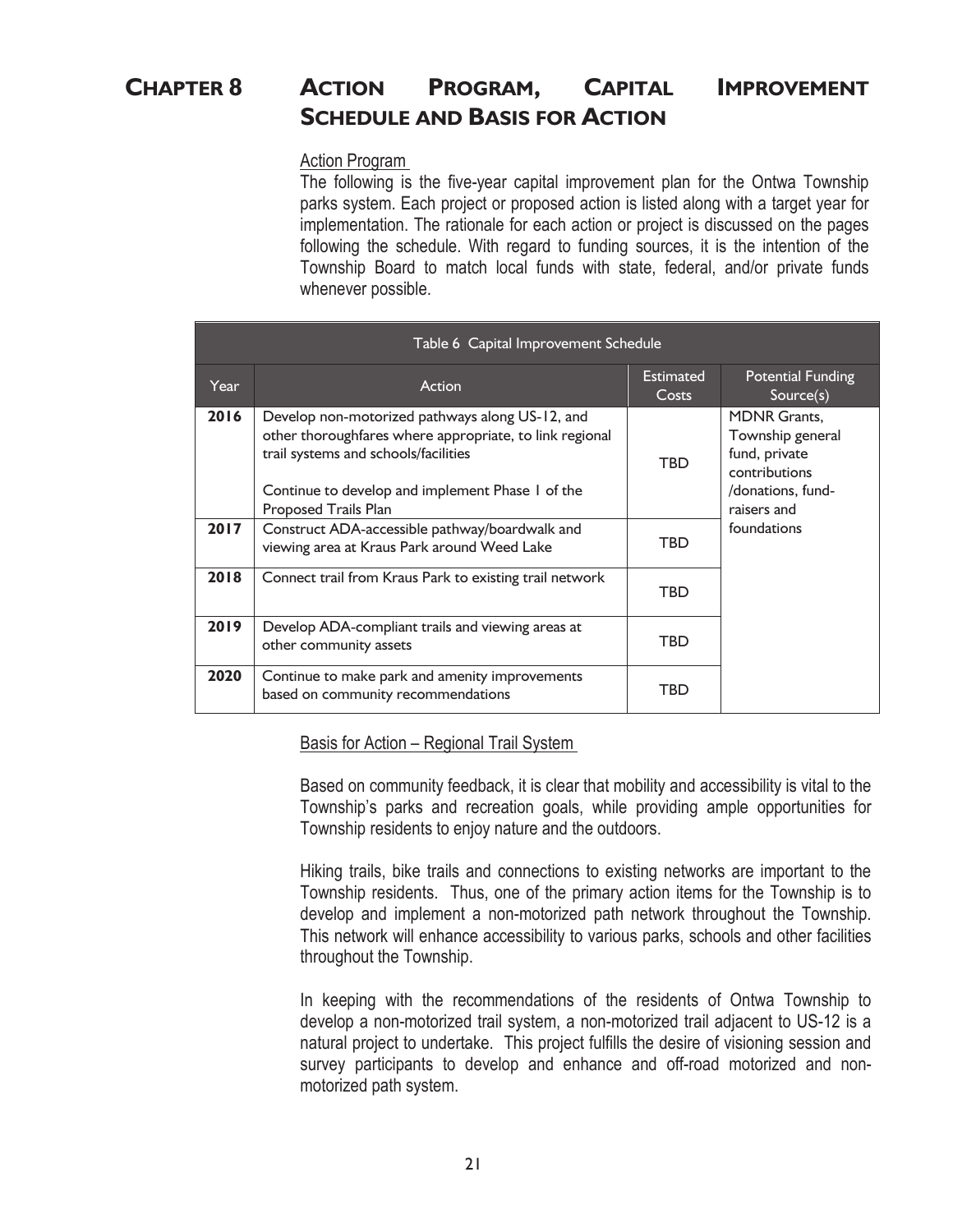# CHAPTER 8 ACTION PROGRAM, CAPITAL IMPROVEMENT SCHEDULE AND BASIS FOR ACTION

Action Program

The following is the five-year capital improvement plan for the Ontwa Township parks system. Each project or proposed action is listed along with a target year for implementation. The rationale for each action or project is discussed on the pages following the schedule. With regard to funding sources, it is the intention of the Township Board to match local funds with state, federal, and/or private funds whenever possible.

| Table 6 Capital Improvement Schedule | | | |
|---|---|---|---|
| Year | Action | Estimated Costs | Potential Funding Source(s) |
| 2016 | Develop non-motorized pathways along US-12, and other thoroughfares where appropriate, to link regional trail systems and schools/facilities<br><br>Continue to develop and implement Phase 1 of the Proposed Trails Plan | TBD | MDNR Grants, Township general fund, private contributions /donations, fund-raisers and foundations |
| 2017 | Construct ADA-accessible pathway/boardwalk and viewing area at Kraus Park around Weed Lake | TBD | |
| 2018 | Connect trail from Kraus Park to existing trail network | TBD | |
| 2019 | Develop ADA-compliant trails and viewing areas at other community assets | TBD | |
| 2020 | Continue to make park and amenity improvements based on community recommendations | TBD | |

Basis for Action – Regional Trail System

Based on community feedback, it is clear that mobility and accessibility is vital to the Township's parks and recreation goals, while providing ample opportunities for Township residents to enjoy nature and the outdoors.

Hiking trails, bike trails and connections to existing networks are important to the Township residents. Thus, one of the primary action items for the Township is to develop and implement a non-motorized path network throughout the Township. This network will enhance accessibility to various parks, schools and other facilities throughout the Township.

In keeping with the recommendations of the residents of Ontwa Township to develop a non-motorized trail system, a non-motorized trail adjacent to US-12 is a natural project to undertake. This project fulfills the desire of visioning session and survey participants to develop and enhance and off-road motorized and non-motorized path system.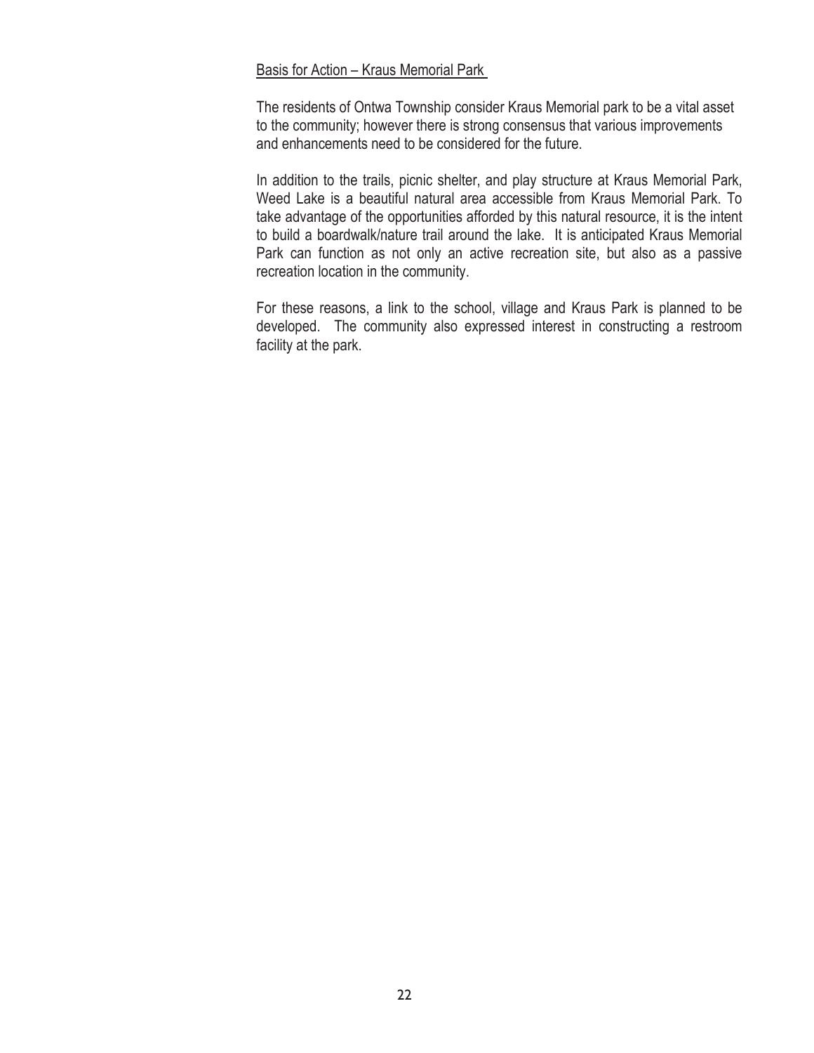Basis for Action – Kraus Memorial Park

The residents of Ontwa Township consider Kraus Memorial park to be a vital asset to the community; however there is strong consensus that various improvements and enhancements need to be considered for the future.

In addition to the trails, picnic shelter, and play structure at Kraus Memorial Park, Weed Lake is a beautiful natural area accessible from Kraus Memorial Park. To take advantage of the opportunities afforded by this natural resource, it is the intent to build a boardwalk/nature trail around the lake. It is anticipated Kraus Memorial Park can function as not only an active recreation site, but also as a passive recreation location in the community.

For these reasons, a link to the school, village and Kraus Park is planned to be developed. The community also expressed interest in constructing a restroom facility at the park.